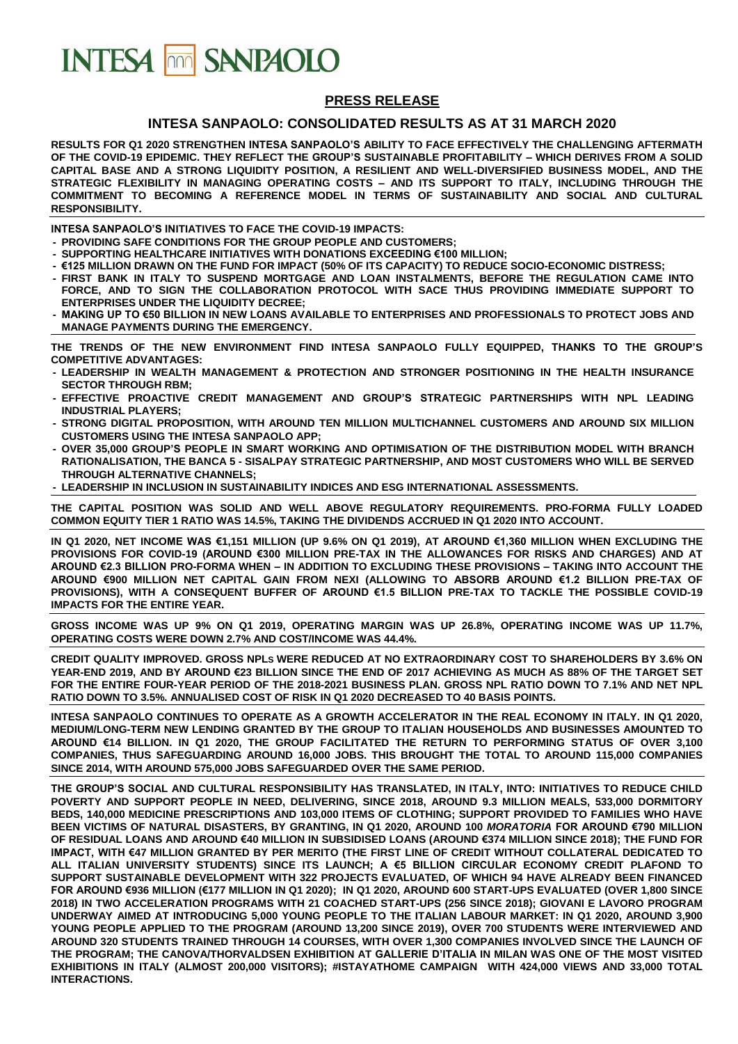INTESA SANPAOLO

## PRESS RELEASE

## INTESA SANPAOLO: CONSOLIDATED RESULTS AS AT 31 MARCH 2020

**RESULTS FOR Q1 2020 STRENGTHEN INTESA SANPAOLO'S ABILITY TO FACE EFFECTIVELY THE CHALLENGING AFTERMATH OF THE COVID-19 EPIDEMIC. THEY REFLECT THE GROUP'S SUSTAINABLE PROFITABILITY – WHICH DERIVES FROM A SOLID CAPITAL BASE AND A STRONG LIQUIDITY POSITION, A RESILIENT AND WELL-DIVERSIFIED BUSINESS MODEL, AND THE STRATEGIC FLEXIBILITY IN MANAGING OPERATING COSTS – AND ITS SUPPORT TO ITALY, INCLUDING THROUGH THE COMMITMENT TO BECOMING A REFERENCE MODEL IN TERMS OF SUSTAINABILITY AND SOCIAL AND CULTURAL RESPONSIBILITY.**

**INTESA SANPAOLO'S INITIATIVES TO FACE THE COVID-19 IMPACTS:**

- **PROVIDING SAFE CONDITIONS FOR THE GROUP PEOPLE AND CUSTOMERS;**
- **SUPPORTING HEALTHCARE INITIATIVES WITH DONATIONS EXCEEDING €100 MILLION;**
- **€125 MILLION DRAWN ON THE FUND FOR IMPACT (50% OF ITS CAPACITY) TO REDUCE SOCIO-ECONOMIC DISTRESS;**
- **FIRST BANK IN ITALY TO SUSPEND MORTGAGE AND LOAN INSTALMENTS, BEFORE THE REGULATION CAME INTO FORCE, AND TO SIGN THE COLLABORATION PROTOCOL WITH SACE THUS PROVIDING IMMEDIATE SUPPORT TO ENTERPRISES UNDER THE LIQUIDITY DECREE;**
- **MAKING UP TO €50 BILLION IN NEW LOANS AVAILABLE TO ENTERPRISES AND PROFESSIONALS TO PROTECT JOBS AND MANAGE PAYMENTS DURING THE EMERGENCY.**

**THE TRENDS OF THE NEW ENVIRONMENT FIND INTESA SANPAOLO FULLY EQUIPPED, THANKS TO THE GROUP'S COMPETITIVE ADVANTAGES:**

- **LEADERSHIP IN WEALTH MANAGEMENT & PROTECTION AND STRONGER POSITIONING IN THE HEALTH INSURANCE SECTOR THROUGH RBM;**
- **EFFECTIVE PROACTIVE CREDIT MANAGEMENT AND GROUP'S STRATEGIC PARTNERSHIPS WITH NPL LEADING INDUSTRIAL PLAYERS;**
- **STRONG DIGITAL PROPOSITION, WITH AROUND TEN MILLION MULTICHANNEL CUSTOMERS AND AROUND SIX MILLION CUSTOMERS USING THE INTESA SANPAOLO APP;**
- **OVER 35,000 GROUP'S PEOPLE IN SMART WORKING AND OPTIMISATION OF THE DISTRIBUTION MODEL WITH BRANCH RATIONALISATION, THE BANCA 5 - SISALPAY STRATEGIC PARTNERSHIP, AND MOST CUSTOMERS WHO WILL BE SERVED THROUGH ALTERNATIVE CHANNELS;**
- **LEADERSHIP IN INCLUSION IN SUSTAINABILITY INDICES AND ESG INTERNATIONAL ASSESSMENTS.**

**THE CAPITAL POSITION WAS SOLID AND WELL ABOVE REGULATORY REQUIREMENTS. PRO-FORMA FULLY LOADED COMMON EQUITY TIER 1 RATIO WAS 14.5%, TAKING THE DIVIDENDS ACCRUED IN Q1 2020 INTO ACCOUNT.**

**IN Q1 2020, NET INCOME WAS €1,151 MILLION (UP 9.6% ON Q1 2019), AT AROUND €1,360 MILLION WHEN EXCLUDING THE PROVISIONS FOR COVID-19 (AROUND €300 MILLION PRE-TAX IN THE ALLOWANCES FOR RISKS AND CHARGES) AND AT AROUND €2.3 BILLION PRO-FORMA WHEN – IN ADDITION TO EXCLUDING THESE PROVISIONS – TAKING INTO ACCOUNT THE AROUND €900 MILLION NET CAPITAL GAIN FROM NEXI (ALLOWING TO ABSORB AROUND €1.2 BILLION PRE-TAX OF PROVISIONS), WITH A CONSEQUENT BUFFER OF AROUND €1.5 BILLION PRE-TAX TO TACKLE THE POSSIBLE COVID-19 IMPACTS FOR THE ENTIRE YEAR.**

**GROSS INCOME WAS UP 9% ON Q1 2019, OPERATING MARGIN WAS UP 26.8%, OPERATING INCOME WAS UP 11.7%, OPERATING COSTS WERE DOWN 2.7% AND COST/INCOME WAS 44.4%.**

**CREDIT QUALITY IMPROVED. GROSS NPLs WERE REDUCED AT NO EXTRAORDINARY COST TO SHAREHOLDERS BY 3.6% ON YEAR-END 2019, AND BY AROUND €23 BILLION SINCE THE END OF 2017 ACHIEVING AS MUCH AS 88% OF THE TARGET SET FOR THE ENTIRE FOUR-YEAR PERIOD OF THE 2018-2021 BUSINESS PLAN. GROSS NPL RATIO DOWN TO 7.1% AND NET NPL RATIO DOWN TO 3.5%. ANNUALISED COST OF RISK IN Q1 2020 DECREASED TO 40 BASIS POINTS.**

**INTESA SANPAOLO CONTINUES TO OPERATE AS A GROWTH ACCELERATOR IN THE REAL ECONOMY IN ITALY. IN Q1 2020, MEDIUM/LONG-TERM NEW LENDING GRANTED BY THE GROUP TO ITALIAN HOUSEHOLDS AND BUSINESSES AMOUNTED TO AROUND €14 BILLION. IN Q1 2020, THE GROUP FACILITATED THE RETURN TO PERFORMING STATUS OF OVER 3,100 COMPANIES, THUS SAFEGUARDING AROUND 16,000 JOBS. THIS BROUGHT THE TOTAL TO AROUND 115,000 COMPANIES SINCE 2014, WITH AROUND 575,000 JOBS SAFEGUARDED OVER THE SAME PERIOD.**

**THE GROUP'S SOCIAL AND CULTURAL RESPONSIBILITY HAS TRANSLATED, IN ITALY, INTO: INITIATIVES TO REDUCE CHILD POVERTY AND SUPPORT PEOPLE IN NEED, DELIVERING, SINCE 2018, AROUND 9.3 MILLION MEALS, 533,000 DORMITORY BEDS, 140,000 MEDICINE PRESCRIPTIONS AND 103,000 ITEMS OF CLOTHING; SUPPORT PROVIDED TO FAMILIES WHO HAVE BEEN VICTIMS OF NATURAL DISASTERS, BY GRANTING, IN Q1 2020, AROUND 100 *MORATORIA* FOR AROUND €790 MILLION OF RESIDUAL LOANS AND AROUND €40 MILLION IN SUBSIDISED LOANS (AROUND €374 MILLION SINCE 2018); THE FUND FOR IMPACT, WITH €47 MILLION GRANTED BY PER MERITO (THE FIRST LINE OF CREDIT WITHOUT COLLATERAL DEDICATED TO ALL ITALIAN UNIVERSITY STUDENTS) SINCE ITS LAUNCH; A €5 BILLION CIRCULAR ECONOMY CREDIT PLAFOND TO SUPPORT SUSTAINABLE DEVELOPMENT WITH 322 PROJECTS EVALUATED, OF WHICH 94 HAVE ALREADY BEEN FINANCED FOR AROUND €936 MILLION (€177 MILLION IN Q1 2020); IN Q1 2020, AROUND 600 START-UPS EVALUATED (OVER 1,800 SINCE 2018) IN TWO ACCELERATION PROGRAMS WITH 21 COACHED START-UPS (256 SINCE 2018); GIOVANI E LAVORO PROGRAM UNDERWAY AIMED AT INTRODUCING 5,000 YOUNG PEOPLE TO THE ITALIAN LABOUR MARKET: IN Q1 2020, AROUND 3,900 YOUNG PEOPLE APPLIED TO THE PROGRAM (AROUND 13,200 SINCE 2019), OVER 700 STUDENTS WERE INTERVIEWED AND AROUND 320 STUDENTS TRAINED THROUGH 14 COURSES, WITH OVER 1,300 COMPANIES INVOLVED SINCE THE LAUNCH OF THE PROGRAM; THE CANOVA/THORVALDSEN EXHIBITION AT GALLERIE D'ITALIA IN MILAN WAS ONE OF THE MOST VISITED EXHIBITIONS IN ITALY (ALMOST 200,000 VISITORS); #ISTAYATHOME CAMPAIGN WITH 424,000 VIEWS AND 33,000 TOTAL INTERACTIONS.**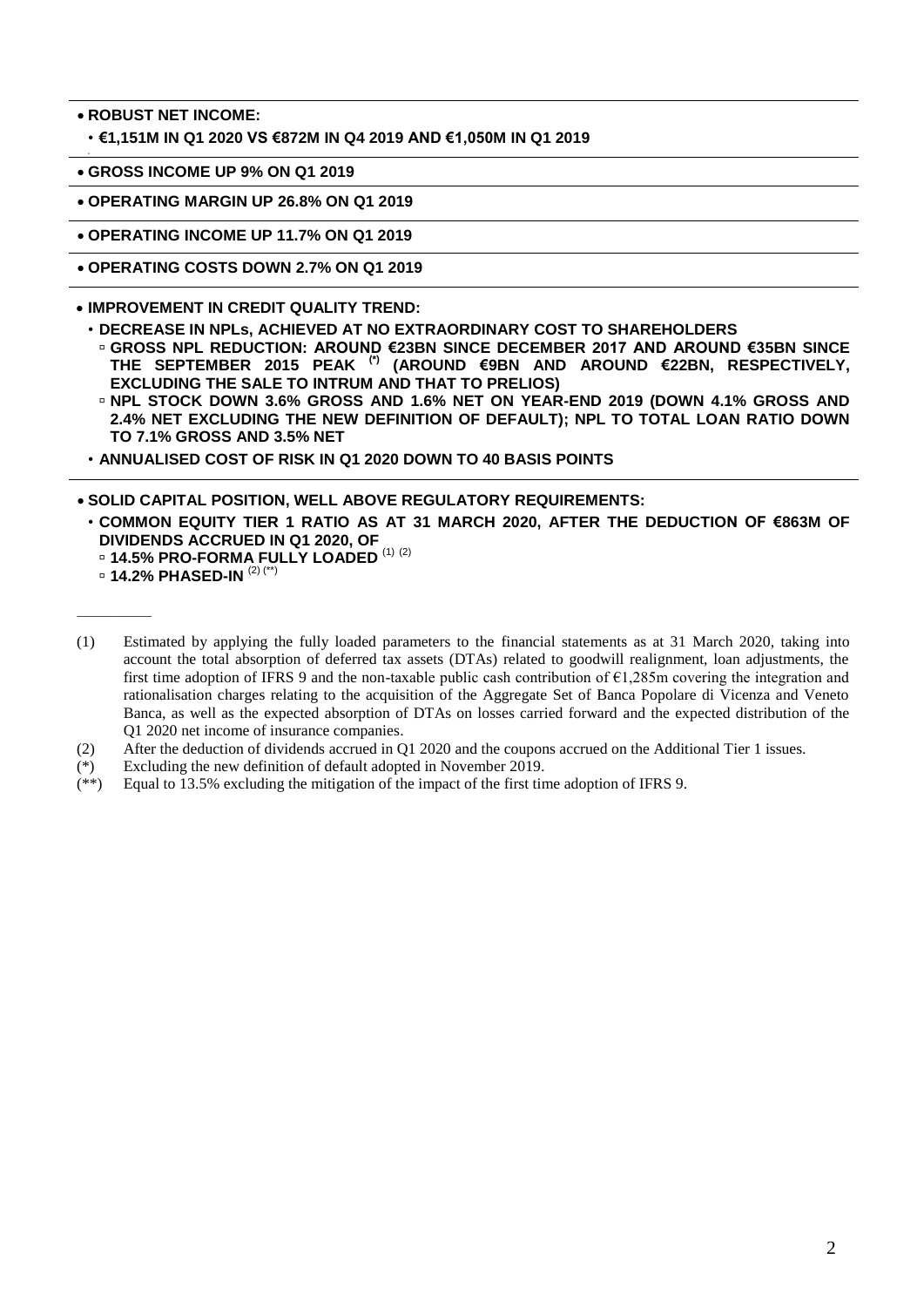- **ROBUST NET INCOME:**
  - **€1,151M IN Q1 2020 VS €872M IN Q4 2019 AND €1,050M IN Q1 2019**

---

- **GROSS INCOME UP 9% ON Q1 2019**

---

- **OPERATING MARGIN UP 26.8% ON Q1 2019**

---

- **OPERATING INCOME UP 11.7% ON Q1 2019**

---

- **OPERATING COSTS DOWN 2.7% ON Q1 2019**

---

- **IMPROVEMENT IN CREDIT QUALITY TREND:**
  - **DECREASE IN NPLs, ACHIEVED AT NO EXTRAORDINARY COST TO SHAREHOLDERS**
    - **GROSS NPL REDUCTION: AROUND €23BN SINCE DECEMBER 2017 AND AROUND €35BN SINCE THE SEPTEMBER 2015 PEAK (\*) (AROUND €9BN AND AROUND €22BN, RESPECTIVELY, EXCLUDING THE SALE TO INTRUM AND THAT TO PRELIOS)**
    - **NPL STOCK DOWN 3.6% GROSS AND 1.6% NET ON YEAR-END 2019 (DOWN 4.1% GROSS AND 2.4% NET EXCLUDING THE NEW DEFINITION OF DEFAULT); NPL TO TOTAL LOAN RATIO DOWN TO 7.1% GROSS AND 3.5% NET**
  - **ANNUALISED COST OF RISK IN Q1 2020 DOWN TO 40 BASIS POINTS**

---

- **SOLID CAPITAL POSITION, WELL ABOVE REGULATORY REQUIREMENTS:**
  - **COMMON EQUITY TIER 1 RATIO AS AT 31 MARCH 2020, AFTER THE DEDUCTION OF €863M OF DIVIDENDS ACCRUED IN Q1 2020, OF**
    - **14.5% PRO-FORMA FULLY LOADED** (1) (2)
    - **14.2% PHASED-IN** (2) (\*\*)

---

(1) Estimated by applying the fully loaded parameters to the financial statements as at 31 March 2020, taking into account the total absorption of deferred tax assets (DTAs) related to goodwill realignment, loan adjustments, the first time adoption of IFRS 9 and the non-taxable public cash contribution of €1,285m covering the integration and rationalisation charges relating to the acquisition of the Aggregate Set of Banca Popolare di Vicenza and Veneto Banca, as well as the expected absorption of DTAs on losses carried forward and the expected distribution of the Q1 2020 net income of insurance companies.

(2) After the deduction of dividends accrued in Q1 2020 and the coupons accrued on the Additional Tier 1 issues.

(\*) Excluding the new definition of default adopted in November 2019.

(\*\*) Equal to 13.5% excluding the mitigation of the impact of the first time adoption of IFRS 9.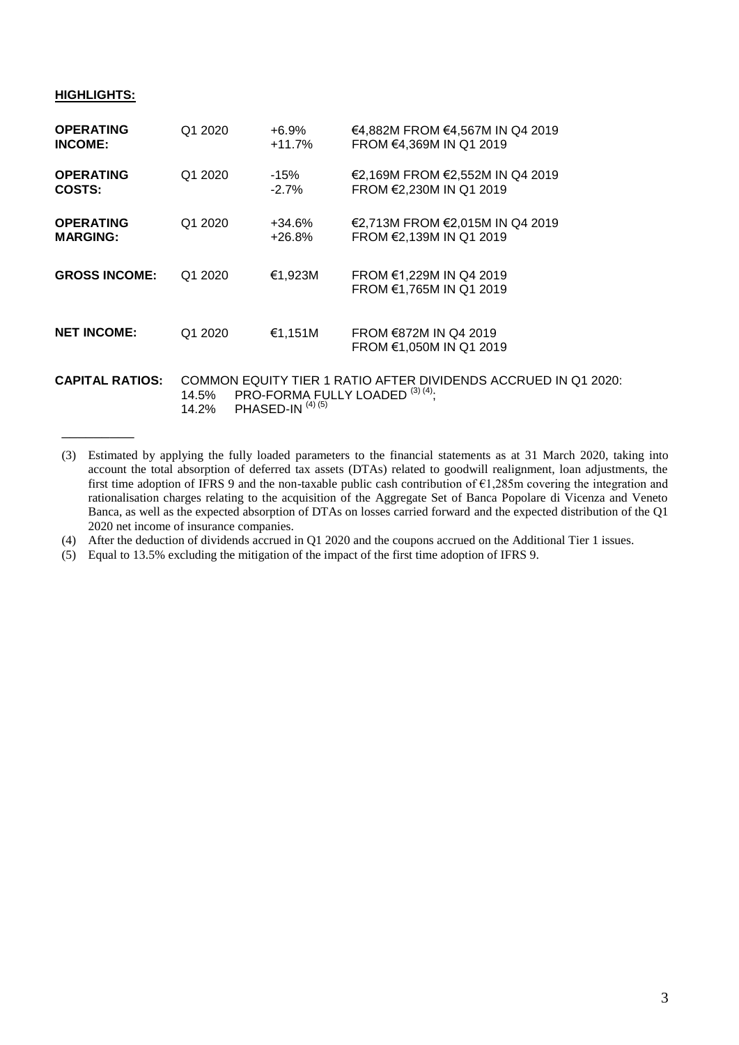**HIGHLIGHTS:**

| | | | |
|---|---|---|---|
| **OPERATING INCOME:** | Q1 2020 | +6.9%<br>+11.7% | €4,882M FROM €4,567M IN Q4 2019<br>FROM €4,369M IN Q1 2019 |
| **OPERATING COSTS:** | Q1 2020 | -15%<br>-2.7% | €2,169M FROM €2,552M IN Q4 2019<br>FROM €2,230M IN Q1 2019 |
| **OPERATING MARGING:** | Q1 2020 | +34.6%<br>+26.8% | €2,713M FROM €2,015M IN Q4 2019<br>FROM €2,139M IN Q1 2019 |
| **GROSS INCOME:** | Q1 2020 | €1,923M | FROM €1,229M IN Q4 2019<br>FROM €1,765M IN Q1 2019 |
| **NET INCOME:** | Q1 2020 | €1,151M | FROM €872M IN Q4 2019<br>FROM €1,050M IN Q1 2019 |

**CAPITAL RATIOS:** COMMON EQUITY TIER 1 RATIO AFTER DIVIDENDS ACCRUED IN Q1 2020:
14.5% PRO-FORMA FULLY LOADED [(3) (4)];
14.2% PHASED-IN [(4) (5)]

---

(3) Estimated by applying the fully loaded parameters to the financial statements as at 31 March 2020, taking into account the total absorption of deferred tax assets (DTAs) related to goodwill realignment, loan adjustments, the first time adoption of IFRS 9 and the non-taxable public cash contribution of €1,285m covering the integration and rationalisation charges relating to the acquisition of the Aggregate Set of Banca Popolare di Vicenza and Veneto Banca, as well as the expected absorption of DTAs on losses carried forward and the expected distribution of the Q1 2020 net income of insurance companies.

(4) After the deduction of dividends accrued in Q1 2020 and the coupons accrued on the Additional Tier 1 issues.

(5) Equal to 13.5% excluding the mitigation of the impact of the first time adoption of IFRS 9.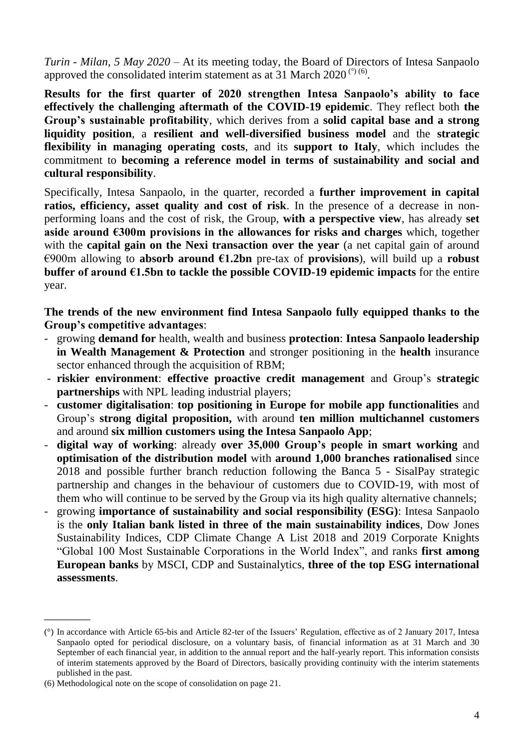*Turin - Milan, 5 May 2020* – At its meeting today, the Board of Directors of Intesa Sanpaolo approved the consolidated interim statement as at 31 March 2020 [(°)] [(6)].

**Results for the first quarter of 2020 strengthen Intesa Sanpaolo's ability to face effectively the challenging aftermath of the COVID-19 epidemic**. They reflect both **the Group's sustainable profitability**, which derives from a **solid capital base and a strong liquidity position**, a **resilient and well-diversified business model** and the **strategic flexibility in managing operating costs**, and its **support to Italy**, which includes the commitment to **becoming a reference model in terms of sustainability and social and cultural responsibility**.

Specifically, Intesa Sanpaolo, in the quarter, recorded a **further improvement in capital ratios, efficiency, asset quality and cost of risk**. In the presence of a decrease in non-performing loans and the cost of risk, the Group, **with a perspective view**, has already **set aside around €300m provisions in the allowances for risks and charges** which, together with the **capital gain on the Nexi transaction over the year** (a net capital gain of around €900m allowing to **absorb around €1.2bn** pre-tax of **provisions**), will build up a **robust buffer of around €1.5bn to tackle the possible COVID-19 epidemic impacts** for the entire year.

**The trends of the new environment find Intesa Sanpaolo fully equipped thanks to the Group's competitive advantages**:

- growing **demand for** health, wealth and business **protection**: **Intesa Sanpaolo leadership in Wealth Management & Protection** and stronger positioning in the **health** insurance sector enhanced through the acquisition of RBM;
- **riskier environment**: **effective proactive credit management** and Group's **strategic partnerships** with NPL leading industrial players;
- **customer digitalisation**: **top positioning in Europe for mobile app functionalities** and Group's **strong digital proposition,** with around **ten million multichannel customers** and around **six million customers using the Intesa Sanpaolo App**;
- **digital way of working**: already **over 35,000 Group's people in smart working** and **optimisation of the distribution model** with **around 1,000 branches rationalised** since 2018 and possible further branch reduction following the Banca 5 - SisalPay strategic partnership and changes in the behaviour of customers due to COVID-19, with most of them who will continue to be served by the Group via its high quality alternative channels;
- growing **importance of sustainability and social responsibility (ESG)**: Intesa Sanpaolo is the **only Italian bank listed in three of the main sustainability indices**, Dow Jones Sustainability Indices, CDP Climate Change A List 2018 and 2019 Corporate Knights "Global 100 Most Sustainable Corporations in the World Index", and ranks **first among European banks** by MSCI, CDP and Sustainalytics, **three of the top ESG international assessments**.

---

(°) In accordance with Article 65-bis and Article 82-ter of the Issuers' Regulation, effective as of 2 January 2017, Intesa Sanpaolo opted for periodical disclosure, on a voluntary basis, of financial information as at 31 March and 30 September of each financial year, in addition to the annual report and the half-yearly report. This information consists of interim statements approved by the Board of Directors, basically providing continuity with the interim statements published in the past.

(6) Methodological note on the scope of consolidation on page 21.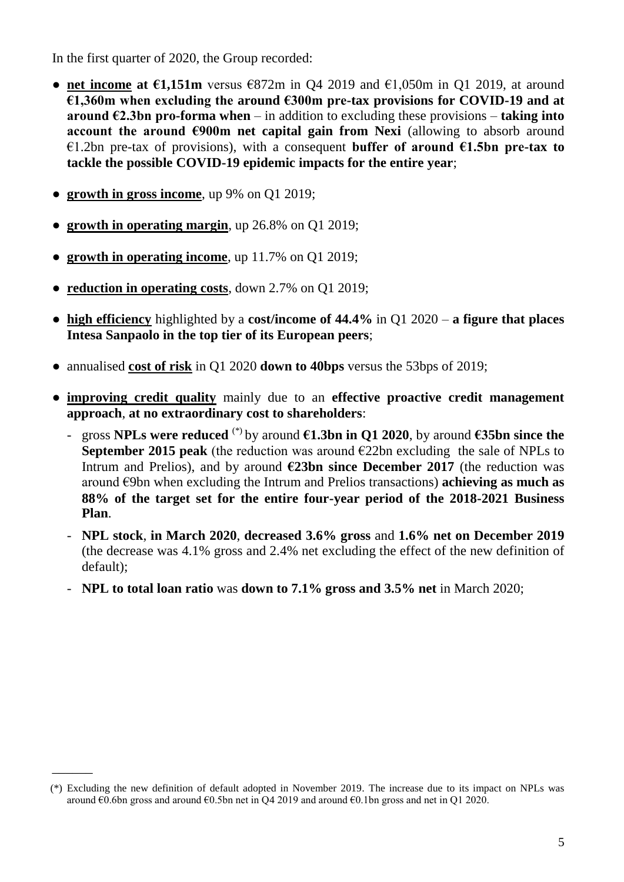In the first quarter of 2020, the Group recorded:

- **net income at €1,151m** versus €872m in Q4 2019 and €1,050m in Q1 2019, at around **€1,360m when excluding the around €300m pre-tax provisions for COVID-19 and at around €2.3bn pro-forma when** – in addition to excluding these provisions – **taking into account the around €900m net capital gain from Nexi** (allowing to absorb around €1.2bn pre-tax of provisions), with a consequent **buffer of around €1.5bn pre-tax to tackle the possible COVID-19 epidemic impacts for the entire year**;

- **growth in gross income**, up 9% on Q1 2019;

- **growth in operating margin**, up 26.8% on Q1 2019;

- **growth in operating income**, up 11.7% on Q1 2019;

- **reduction in operating costs**, down 2.7% on Q1 2019;

- **high efficiency** highlighted by a **cost/income of 44.4%** in Q1 2020 – **a figure that places Intesa Sanpaolo in the top tier of its European peers**;

- annualised **cost of risk** in Q1 2020 **down to 40bps** versus the 53bps of 2019;

- **improving credit quality** mainly due to an **effective proactive credit management approach**, **at no extraordinary cost to shareholders**:
  - gross **NPLs were reduced** (*) by around **€1.3bn in Q1 2020**, by around **€35bn since the September 2015 peak** (the reduction was around €22bn excluding the sale of NPLs to Intrum and Prelios), and by around **€23bn since December 2017** (the reduction was around €9bn when excluding the Intrum and Prelios transactions) **achieving as much as 88% of the target set for the entire four-year period of the 2018-2021 Business Plan**.
  - **NPL stock**, **in March 2020**, **decreased 3.6% gross** and **1.6% net on December 2019** (the decrease was 4.1% gross and 2.4% net excluding the effect of the new definition of default);
  - **NPL to total loan ratio** was **down to 7.1% gross and 3.5% net** in March 2020;

---

(*) Excluding the new definition of default adopted in November 2019. The increase due to its impact on NPLs was around €0.6bn gross and around €0.5bn net in Q4 2019 and around €0.1bn gross and net in Q1 2020.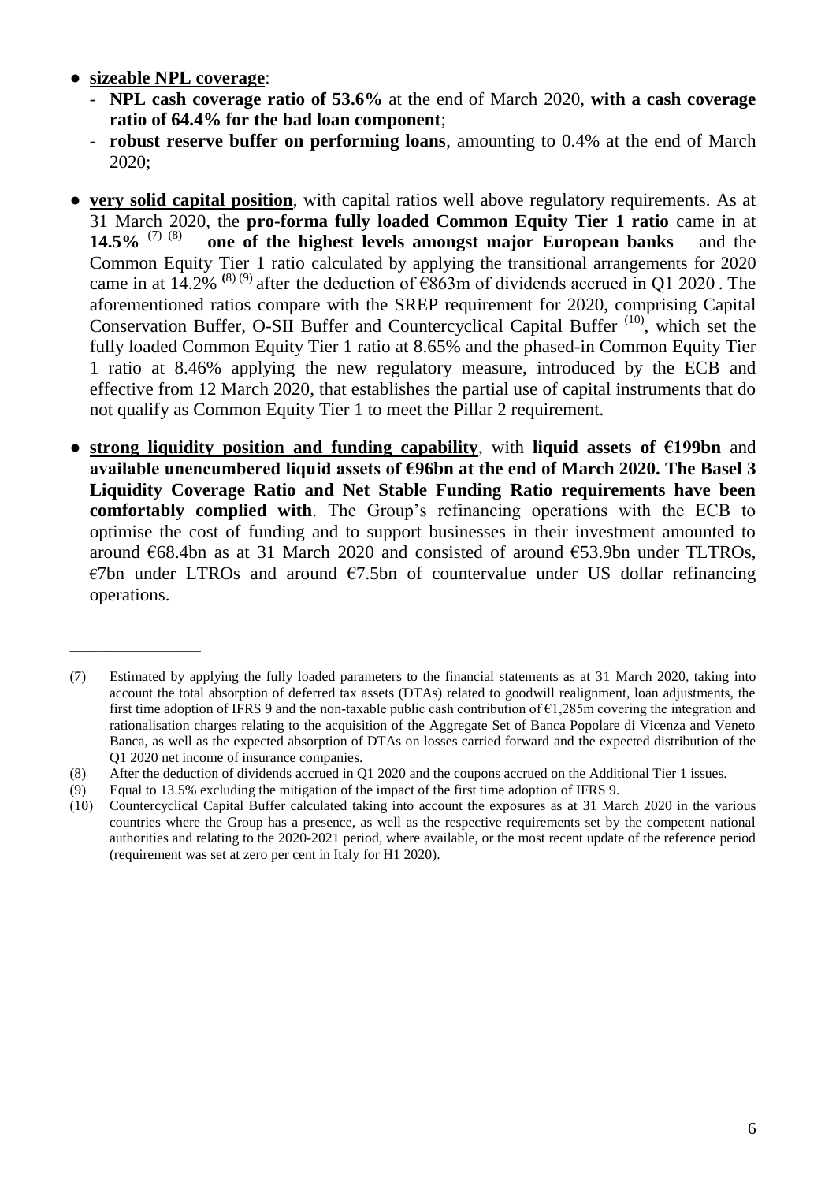- **sizeable NPL coverage**:
  - **NPL cash coverage ratio of 53.6%** at the end of March 2020, **with a cash coverage ratio of 64.4% for the bad loan component**;
  - **robust reserve buffer on performing loans**, amounting to 0.4% at the end of March 2020;

- **very solid capital position**, with capital ratios well above regulatory requirements. As at 31 March 2020, the **pro-forma fully loaded Common Equity Tier 1 ratio** came in at **14.5%** (7) (8) – **one of the highest levels amongst major European banks** – and the Common Equity Tier 1 ratio calculated by applying the transitional arrangements for 2020 came in at 14.2% (8) (9) after the deduction of €863m of dividends accrued in Q1 2020 . The aforementioned ratios compare with the SREP requirement for 2020, comprising Capital Conservation Buffer, O-SII Buffer and Countercyclical Capital Buffer (10), which set the fully loaded Common Equity Tier 1 ratio at 8.65% and the phased-in Common Equity Tier 1 ratio at 8.46% applying the new regulatory measure, introduced by the ECB and effective from 12 March 2020, that establishes the partial use of capital instruments that do not qualify as Common Equity Tier 1 to meet the Pillar 2 requirement.

- **strong liquidity position and funding capability**, with **liquid assets of €199bn** and **available unencumbered liquid assets of €96bn at the end of March 2020. The Basel 3 Liquidity Coverage Ratio and Net Stable Funding Ratio requirements have been comfortably complied with**. The Group's refinancing operations with the ECB to optimise the cost of funding and to support businesses in their investment amounted to around €68.4bn as at 31 March 2020 and consisted of around €53.9bn under TLTROs, €7bn under LTROs and around €7.5bn of countervalue under US dollar refinancing operations.

---

(7) Estimated by applying the fully loaded parameters to the financial statements as at 31 March 2020, taking into account the total absorption of deferred tax assets (DTAs) related to goodwill realignment, loan adjustments, the first time adoption of IFRS 9 and the non-taxable public cash contribution of €1,285m covering the integration and rationalisation charges relating to the acquisition of the Aggregate Set of Banca Popolare di Vicenza and Veneto Banca, as well as the expected absorption of DTAs on losses carried forward and the expected distribution of the Q1 2020 net income of insurance companies.

(8) After the deduction of dividends accrued in Q1 2020 and the coupons accrued on the Additional Tier 1 issues.

(9) Equal to 13.5% excluding the mitigation of the impact of the first time adoption of IFRS 9.

(10) Countercyclical Capital Buffer calculated taking into account the exposures as at 31 March 2020 in the various countries where the Group has a presence, as well as the respective requirements set by the competent national authorities and relating to the 2020-2021 period, where available, or the most recent update of the reference period (requirement was set at zero per cent in Italy for H1 2020).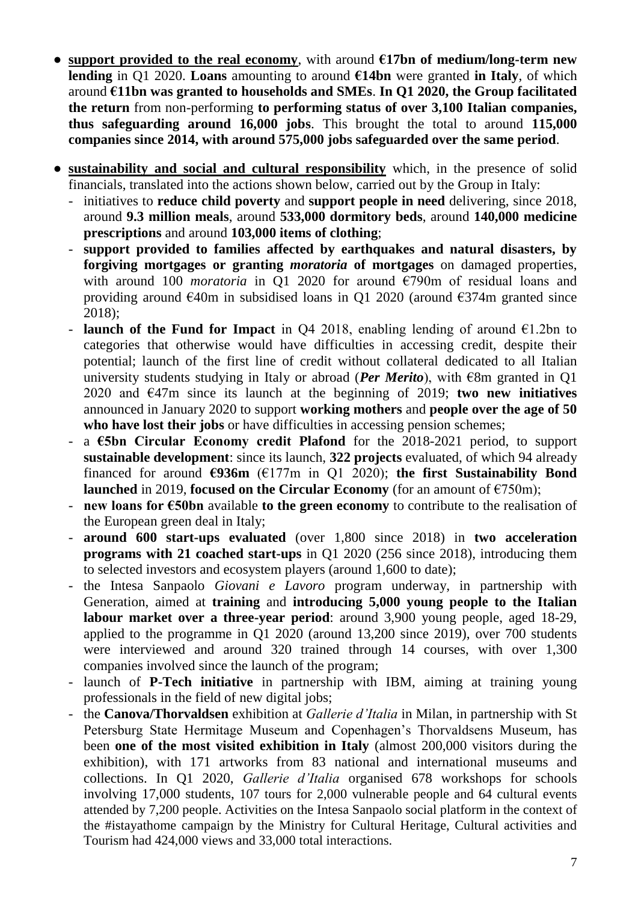- **support provided to the real economy**, with around **€17bn of medium/long-term new lending** in Q1 2020. **Loans** amounting to around **€14bn** were granted **in Italy**, of which around **€11bn was granted to households and SMEs**. **In Q1 2020, the Group facilitated the return** from non-performing **to performing status of over 3,100 Italian companies, thus safeguarding around 16,000 jobs**. This brought the total to around **115,000 companies since 2014, with around 575,000 jobs safeguarded over the same period**.
- **sustainability and social and cultural responsibility** which, in the presence of solid financials, translated into the actions shown below, carried out by the Group in Italy:
  - initiatives to **reduce child poverty** and **support people in need** delivering, since 2018, around **9.3 million meals**, around **533,000 dormitory beds**, around **140,000 medicine prescriptions** and around **103,000 items of clothing**;
  - **support provided to families affected by earthquakes and natural disasters, by forgiving mortgages or granting *moratoria* of mortgages** on damaged properties, with around 100 *moratoria* in Q1 2020 for around €790m of residual loans and providing around €40m in subsidised loans in Q1 2020 (around €374m granted since 2018);
  - **launch of the Fund for Impact** in Q4 2018, enabling lending of around €1.2bn to categories that otherwise would have difficulties in accessing credit, despite their potential; launch of the first line of credit without collateral dedicated to all Italian university students studying in Italy or abroad (***Per Merito***), with €8m granted in Q1 2020 and €47m since its launch at the beginning of 2019; **two new initiatives** announced in January 2020 to support **working mothers** and **people over the age of 50 who have lost their jobs** or have difficulties in accessing pension schemes;
  - a **€5bn Circular Economy credit Plafond** for the 2018-2021 period, to support **sustainable development**: since its launch, **322 projects** evaluated, of which 94 already financed for around **€936m** (€177m in Q1 2020); **the first Sustainability Bond launched** in 2019, **focused on the Circular Economy** (for an amount of €750m);
  - **new loans for €50bn** available **to the green economy** to contribute to the realisation of the European green deal in Italy;
  - **around 600 start-ups evaluated** (over 1,800 since 2018) in **two acceleration programs with 21 coached start-ups** in Q1 2020 (256 since 2018), introducing them to selected investors and ecosystem players (around 1,600 to date);
  - the Intesa Sanpaolo *Giovani e Lavoro* program underway, in partnership with Generation, aimed at **training** and **introducing 5,000 young people to the Italian labour market over a three-year period**: around 3,900 young people, aged 18-29, applied to the programme in Q1 2020 (around 13,200 since 2019), over 700 students were interviewed and around 320 trained through 14 courses, with over 1,300 companies involved since the launch of the program;
  - launch of **P-Tech initiative** in partnership with IBM, aiming at training young professionals in the field of new digital jobs;
  - the **Canova/Thorvaldsen** exhibition at *Gallerie d'Italia* in Milan, in partnership with St Petersburg State Hermitage Museum and Copenhagen's Thorvaldsens Museum, has been **one of the most visited exhibition in Italy** (almost 200,000 visitors during the exhibition), with 171 artworks from 83 national and international museums and collections. In Q1 2020, *Gallerie d'Italia* organised 678 workshops for schools involving 17,000 students, 107 tours for 2,000 vulnerable people and 64 cultural events attended by 7,200 people. Activities on the Intesa Sanpaolo social platform in the context of the #istayathome campaign by the Ministry for Cultural Heritage, Cultural activities and Tourism had 424,000 views and 33,000 total interactions.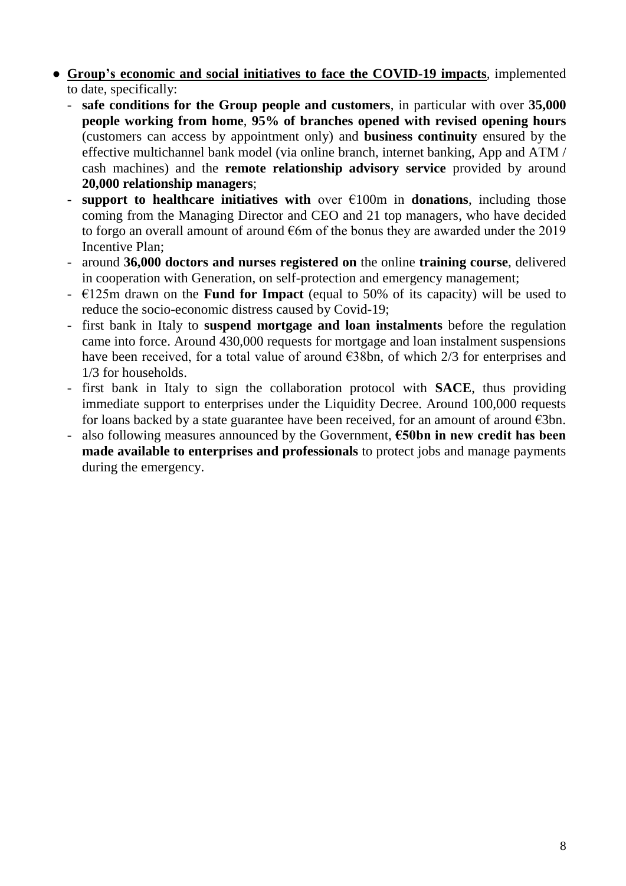- **<u>Group's economic and social initiatives to face the COVID-19 impacts</u>**, implemented to date, specifically:
  - **safe conditions for the Group people and customers**, in particular with over **35,000 people working from home**, **95% of branches opened with revised opening hours** (customers can access by appointment only) and **business continuity** ensured by the effective multichannel bank model (via online branch, internet banking, App and ATM / cash machines) and the **remote relationship advisory service** provided by around **20,000 relationship managers**;
  - **support to healthcare initiatives with** over €100m in **donations**, including those coming from the Managing Director and CEO and 21 top managers, who have decided to forgo an overall amount of around €6m of the bonus they are awarded under the 2019 Incentive Plan;
  - around **36,000 doctors and nurses registered on** the online **training course**, delivered in cooperation with Generation, on self-protection and emergency management;
  - €125m drawn on the **Fund for Impact** (equal to 50% of its capacity) will be used to reduce the socio-economic distress caused by Covid-19;
  - first bank in Italy to **suspend mortgage and loan instalments** before the regulation came into force. Around 430,000 requests for mortgage and loan instalment suspensions have been received, for a total value of around €38bn, of which 2/3 for enterprises and 1/3 for households.
  - first bank in Italy to sign the collaboration protocol with **SACE**, thus providing immediate support to enterprises under the Liquidity Decree. Around 100,000 requests for loans backed by a state guarantee have been received, for an amount of around €3bn.
  - also following measures announced by the Government, **€50bn in new credit has been made available to enterprises and professionals** to protect jobs and manage payments during the emergency.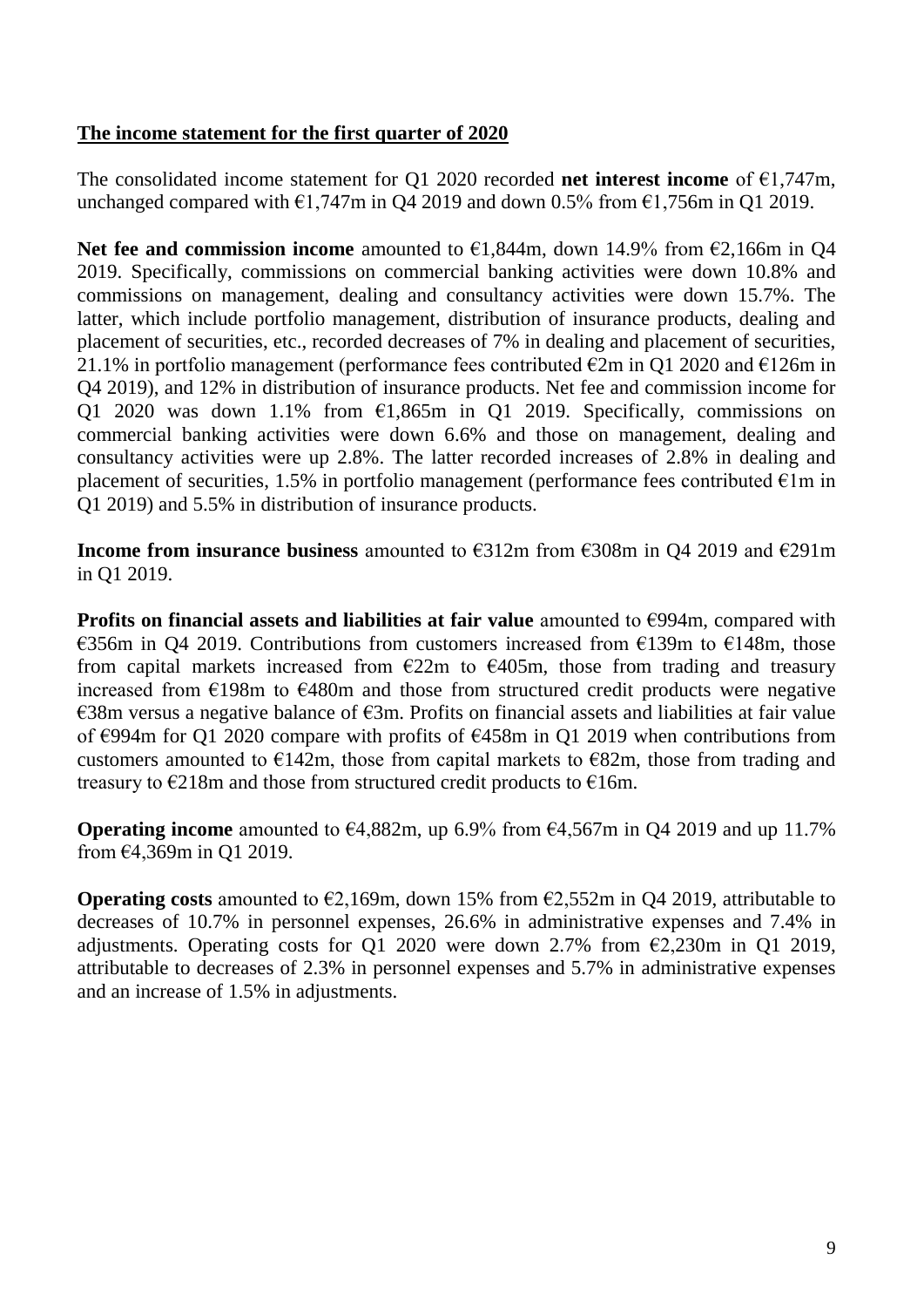**The income statement for the first quarter of 2020**

The consolidated income statement for Q1 2020 recorded **net interest income** of €1,747m, unchanged compared with €1,747m in Q4 2019 and down 0.5% from €1,756m in Q1 2019.

**Net fee and commission income** amounted to €1,844m, down 14.9% from €2,166m in Q4 2019. Specifically, commissions on commercial banking activities were down 10.8% and commissions on management, dealing and consultancy activities were down 15.7%. The latter, which include portfolio management, distribution of insurance products, dealing and placement of securities, etc., recorded decreases of 7% in dealing and placement of securities, 21.1% in portfolio management (performance fees contributed €2m in Q1 2020 and €126m in Q4 2019), and 12% in distribution of insurance products. Net fee and commission income for Q1 2020 was down 1.1% from €1,865m in Q1 2019. Specifically, commissions on commercial banking activities were down 6.6% and those on management, dealing and consultancy activities were up 2.8%. The latter recorded increases of 2.8% in dealing and placement of securities, 1.5% in portfolio management (performance fees contributed €1m in Q1 2019) and 5.5% in distribution of insurance products.

**Income from insurance business** amounted to €312m from €308m in Q4 2019 and €291m in Q1 2019.

**Profits on financial assets and liabilities at fair value** amounted to €994m, compared with €356m in Q4 2019. Contributions from customers increased from €139m to €148m, those from capital markets increased from €22m to €405m, those from trading and treasury increased from €198m to €480m and those from structured credit products were negative €38m versus a negative balance of €3m. Profits on financial assets and liabilities at fair value of €994m for Q1 2020 compare with profits of €458m in Q1 2019 when contributions from customers amounted to €142m, those from capital markets to €82m, those from trading and treasury to €218m and those from structured credit products to €16m.

**Operating income** amounted to €4,882m, up 6.9% from €4,567m in Q4 2019 and up 11.7% from €4,369m in Q1 2019.

**Operating costs** amounted to €2,169m, down 15% from €2,552m in Q4 2019, attributable to decreases of 10.7% in personnel expenses, 26.6% in administrative expenses and 7.4% in adjustments. Operating costs for Q1 2020 were down 2.7% from €2,230m in Q1 2019, attributable to decreases of 2.3% in personnel expenses and 5.7% in administrative expenses and an increase of 1.5% in adjustments.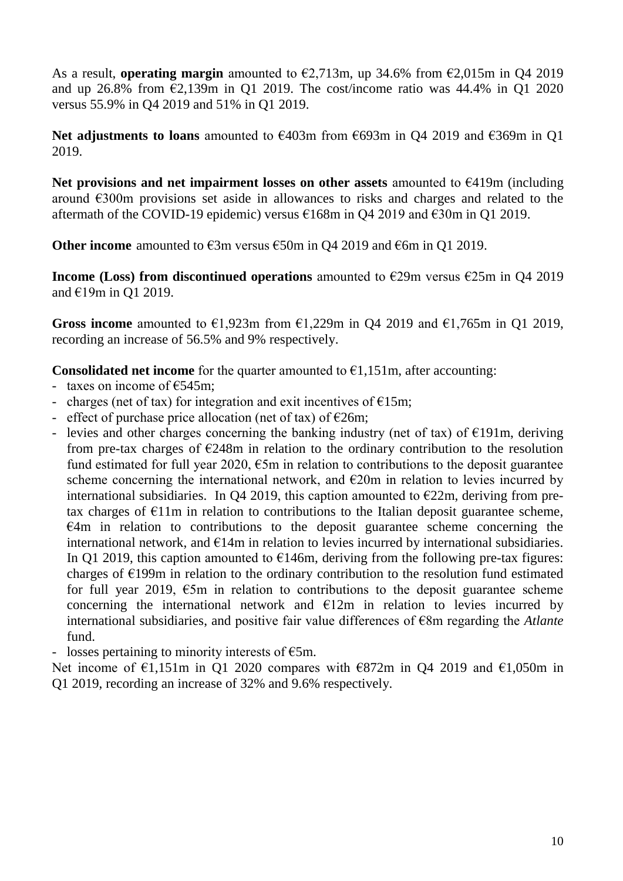As a result, **operating margin** amounted to €2,713m, up 34.6% from €2,015m in Q4 2019 and up 26.8% from €2,139m in Q1 2019. The cost/income ratio was 44.4% in Q1 2020 versus 55.9% in Q4 2019 and 51% in Q1 2019.

**Net adjustments to loans** amounted to €403m from €693m in Q4 2019 and €369m in Q1 2019.

**Net provisions and net impairment losses on other assets** amounted to €419m (including around €300m provisions set aside in allowances to risks and charges and related to the aftermath of the COVID-19 epidemic) versus €168m in Q4 2019 and €30m in Q1 2019.

**Other income** amounted to €3m versus €50m in Q4 2019 and €6m in Q1 2019.

**Income (Loss) from discontinued operations** amounted to €29m versus €25m in Q4 2019 and €19m in Q1 2019.

**Gross income** amounted to €1,923m from €1,229m in Q4 2019 and €1,765m in Q1 2019, recording an increase of 56.5% and 9% respectively.

**Consolidated net income** for the quarter amounted to €1,151m, after accounting:

- taxes on income of €545m;
- charges (net of tax) for integration and exit incentives of €15m;
- effect of purchase price allocation (net of tax) of €26m;
- levies and other charges concerning the banking industry (net of tax) of €191m, deriving from pre-tax charges of €248m in relation to the ordinary contribution to the resolution fund estimated for full year 2020, €5m in relation to contributions to the deposit guarantee scheme concerning the international network, and €20m in relation to levies incurred by international subsidiaries. In Q4 2019, this caption amounted to €22m, deriving from pre-tax charges of €11m in relation to contributions to the Italian deposit guarantee scheme, €4m in relation to contributions to the deposit guarantee scheme concerning the international network, and €14m in relation to levies incurred by international subsidiaries. In Q1 2019, this caption amounted to €146m, deriving from the following pre-tax figures: charges of €199m in relation to the ordinary contribution to the resolution fund estimated for full year 2019, €5m in relation to contributions to the deposit guarantee scheme concerning the international network and €12m in relation to levies incurred by international subsidiaries, and positive fair value differences of €8m regarding the *Atlante* fund.
- losses pertaining to minority interests of €5m.

Net income of €1,151m in Q1 2020 compares with €872m in Q4 2019 and €1,050m in Q1 2019, recording an increase of 32% and 9.6% respectively.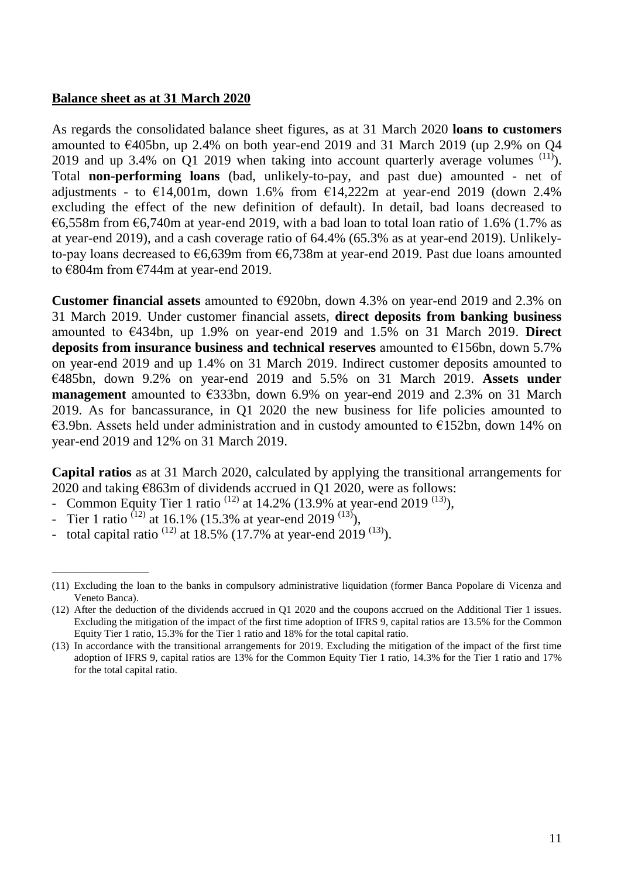**Balance sheet as at 31 March 2020**

As regards the consolidated balance sheet figures, as at 31 March 2020 **loans to customers** amounted to €405bn, up 2.4% on both year-end 2019 and 31 March 2019 (up 2.9% on Q4 2019 and up 3.4% on Q1 2019 when taking into account quarterly average volumes [11]). Total **non-performing loans** (bad, unlikely-to-pay, and past due) amounted - net of adjustments - to €14,001m, down 1.6% from €14,222m at year-end 2019 (down 2.4% excluding the effect of the new definition of default). In detail, bad loans decreased to €6,558m from €6,740m at year-end 2019, with a bad loan to total loan ratio of 1.6% (1.7% as at year-end 2019), and a cash coverage ratio of 64.4% (65.3% as at year-end 2019). Unlikely-to-pay loans decreased to €6,639m from €6,738m at year-end 2019. Past due loans amounted to €804m from €744m at year-end 2019.

**Customer financial assets** amounted to €920bn, down 4.3% on year-end 2019 and 2.3% on 31 March 2019. Under customer financial assets, **direct deposits from banking business** amounted to €434bn, up 1.9% on year-end 2019 and 1.5% on 31 March 2019. **Direct deposits from insurance business and technical reserves** amounted to €156bn, down 5.7% on year-end 2019 and up 1.4% on 31 March 2019. Indirect customer deposits amounted to €485bn, down 9.2% on year-end 2019 and 5.5% on 31 March 2019. **Assets under management** amounted to €333bn, down 6.9% on year-end 2019 and 2.3% on 31 March 2019. As for bancassurance, in Q1 2020 the new business for life policies amounted to €3.9bn. Assets held under administration and in custody amounted to €152bn, down 14% on year-end 2019 and 12% on 31 March 2019.

**Capital ratios** as at 31 March 2020, calculated by applying the transitional arrangements for 2020 and taking €863m of dividends accrued in Q1 2020, were as follows:

- Common Equity Tier 1 ratio [12] at 14.2% (13.9% at year-end 2019 [13]),
- Tier 1 ratio [12] at 16.1% (15.3% at year-end 2019 [13]),
- total capital ratio [12] at 18.5% (17.7% at year-end 2019 [13]).

---

(11) Excluding the loan to the banks in compulsory administrative liquidation (former Banca Popolare di Vicenza and Veneto Banca).

(12) After the deduction of the dividends accrued in Q1 2020 and the coupons accrued on the Additional Tier 1 issues. Excluding the mitigation of the impact of the first time adoption of IFRS 9, capital ratios are 13.5% for the Common Equity Tier 1 ratio, 15.3% for the Tier 1 ratio and 18% for the total capital ratio.

(13) In accordance with the transitional arrangements for 2019. Excluding the mitigation of the impact of the first time adoption of IFRS 9, capital ratios are 13% for the Common Equity Tier 1 ratio, 14.3% for the Tier 1 ratio and 17% for the total capital ratio.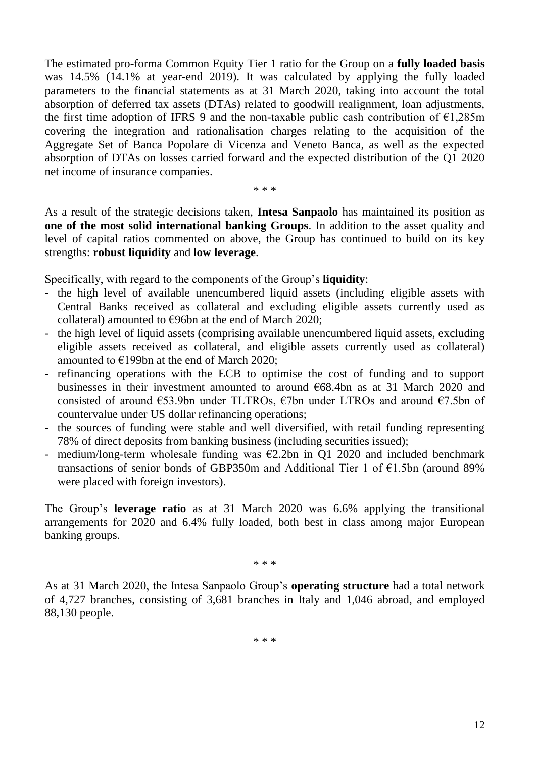The estimated pro-forma Common Equity Tier 1 ratio for the Group on a **fully loaded basis** was 14.5% (14.1% at year-end 2019). It was calculated by applying the fully loaded parameters to the financial statements as at 31 March 2020, taking into account the total absorption of deferred tax assets (DTAs) related to goodwill realignment, loan adjustments, the first time adoption of IFRS 9 and the non-taxable public cash contribution of €1,285m covering the integration and rationalisation charges relating to the acquisition of the Aggregate Set of Banca Popolare di Vicenza and Veneto Banca, as well as the expected absorption of DTAs on losses carried forward and the expected distribution of the Q1 2020 net income of insurance companies.

\* \* \*

As a result of the strategic decisions taken, **Intesa Sanpaolo** has maintained its position as **one of the most solid international banking Groups**. In addition to the asset quality and level of capital ratios commented on above, the Group has continued to build on its key strengths: **robust liquidity** and **low leverage**.

Specifically, with regard to the components of the Group's **liquidity**:

- the high level of available unencumbered liquid assets (including eligible assets with Central Banks received as collateral and excluding eligible assets currently used as collateral) amounted to €96bn at the end of March 2020;
- the high level of liquid assets (comprising available unencumbered liquid assets, excluding eligible assets received as collateral, and eligible assets currently used as collateral) amounted to €199bn at the end of March 2020;
- refinancing operations with the ECB to optimise the cost of funding and to support businesses in their investment amounted to around €68.4bn as at 31 March 2020 and consisted of around €53.9bn under TLTROs, €7bn under LTROs and around €7.5bn of countervalue under US dollar refinancing operations;
- the sources of funding were stable and well diversified, with retail funding representing 78% of direct deposits from banking business (including securities issued);
- medium/long-term wholesale funding was €2.2bn in Q1 2020 and included benchmark transactions of senior bonds of GBP350m and Additional Tier 1 of €1.5bn (around 89% were placed with foreign investors).

The Group's **leverage ratio** as at 31 March 2020 was 6.6% applying the transitional arrangements for 2020 and 6.4% fully loaded, both best in class among major European banking groups.

\* \* \*

As at 31 March 2020, the Intesa Sanpaolo Group's **operating structure** had a total network of 4,727 branches, consisting of 3,681 branches in Italy and 1,046 abroad, and employed 88,130 people.

\* \* \*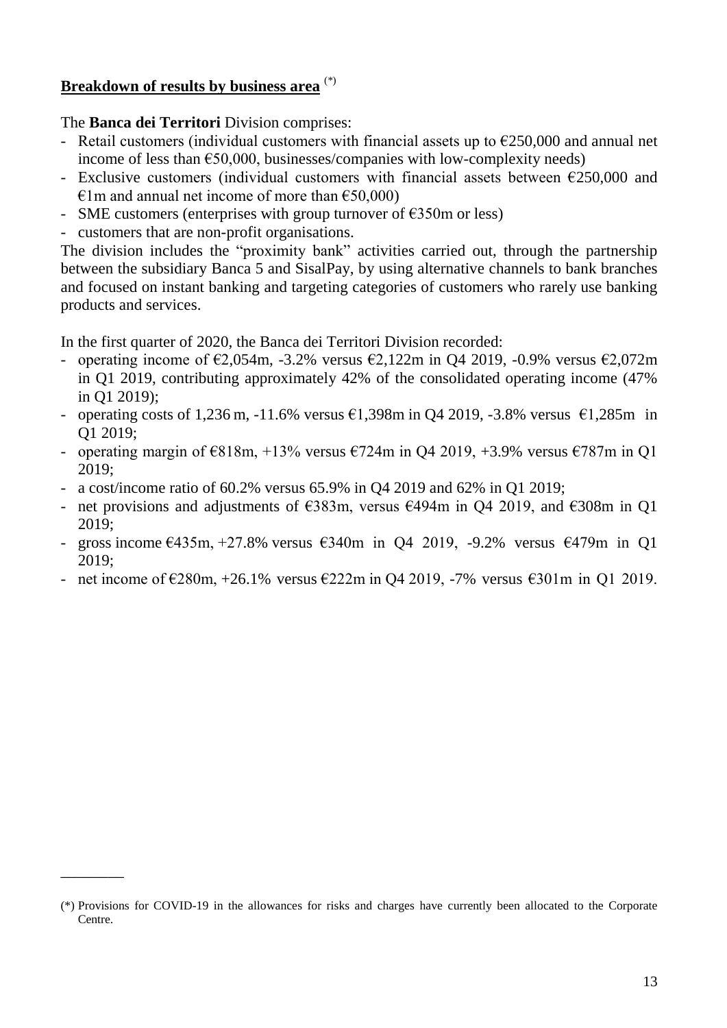**Breakdown of results by business area** (*)

The **Banca dei Territori** Division comprises:

- Retail customers (individual customers with financial assets up to €250,000 and annual net income of less than €50,000, businesses/companies with low-complexity needs)
- Exclusive customers (individual customers with financial assets between €250,000 and €1m and annual net income of more than €50,000)
- SME customers (enterprises with group turnover of €350m or less)
- customers that are non-profit organisations.

The division includes the "proximity bank" activities carried out, through the partnership between the subsidiary Banca 5 and SisalPay, by using alternative channels to bank branches and focused on instant banking and targeting categories of customers who rarely use banking products and services.

In the first quarter of 2020, the Banca dei Territori Division recorded:

- operating income of €2,054m, -3.2% versus €2,122m in Q4 2019, -0.9% versus €2,072m in Q1 2019, contributing approximately 42% of the consolidated operating income (47% in Q1 2019);
- operating costs of 1,236 m, -11.6% versus €1,398m in Q4 2019, -3.8% versus €1,285m in Q1 2019;
- operating margin of €818m, +13% versus €724m in Q4 2019, +3.9% versus €787m in Q1 2019;
- a cost/income ratio of 60.2% versus 65.9% in Q4 2019 and 62% in Q1 2019;
- net provisions and adjustments of €383m, versus €494m in Q4 2019, and €308m in Q1 2019;
- gross income €435m, +27.8% versus €340m in Q4 2019, -9.2% versus €479m in Q1 2019;
- net income of €280m, +26.1% versus €222m in Q4 2019, -7% versus €301m in Q1 2019.

---

(*) Provisions for COVID-19 in the allowances for risks and charges have currently been allocated to the Corporate Centre.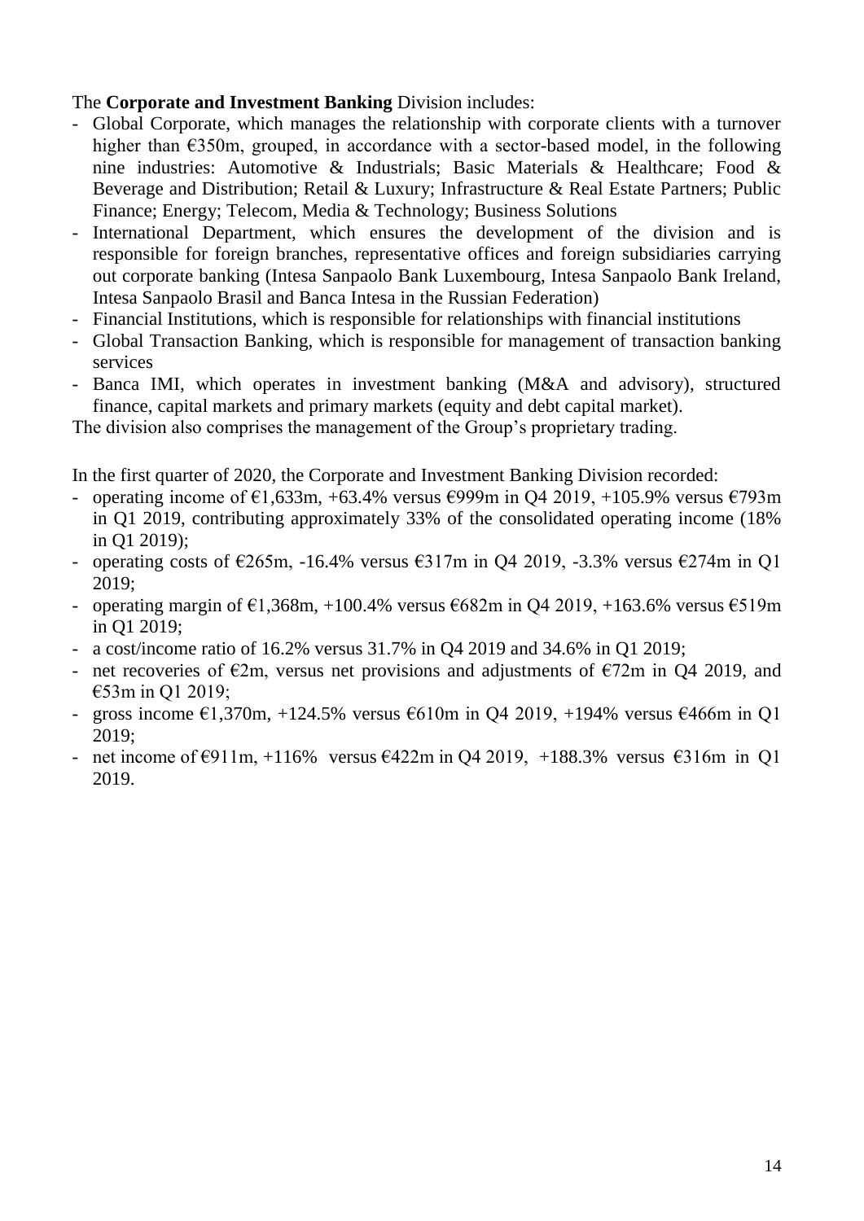The **Corporate and Investment Banking** Division includes:

- Global Corporate, which manages the relationship with corporate clients with a turnover higher than €350m, grouped, in accordance with a sector-based model, in the following nine industries: Automotive & Industrials; Basic Materials & Healthcare; Food & Beverage and Distribution; Retail & Luxury; Infrastructure & Real Estate Partners; Public Finance; Energy; Telecom, Media & Technology; Business Solutions
- International Department, which ensures the development of the division and is responsible for foreign branches, representative offices and foreign subsidiaries carrying out corporate banking (Intesa Sanpaolo Bank Luxembourg, Intesa Sanpaolo Bank Ireland, Intesa Sanpaolo Brasil and Banca Intesa in the Russian Federation)
- Financial Institutions, which is responsible for relationships with financial institutions
- Global Transaction Banking, which is responsible for management of transaction banking services
- Banca IMI, which operates in investment banking (M&A and advisory), structured finance, capital markets and primary markets (equity and debt capital market).

The division also comprises the management of the Group's proprietary trading.

In the first quarter of 2020, the Corporate and Investment Banking Division recorded:

- operating income of €1,633m, +63.4% versus €999m in Q4 2019, +105.9% versus €793m in Q1 2019, contributing approximately 33% of the consolidated operating income (18% in Q1 2019);
- operating costs of €265m, -16.4% versus €317m in Q4 2019, -3.3% versus €274m in Q1 2019;
- operating margin of €1,368m, +100.4% versus €682m in Q4 2019, +163.6% versus €519m in Q1 2019;
- a cost/income ratio of 16.2% versus 31.7% in Q4 2019 and 34.6% in Q1 2019;
- net recoveries of €2m, versus net provisions and adjustments of €72m in Q4 2019, and €53m in Q1 2019;
- gross income €1,370m, +124.5% versus €610m in Q4 2019, +194% versus €466m in Q1 2019;
- net income of €911m, +116% versus €422m in Q4 2019, +188.3% versus €316m in Q1 2019.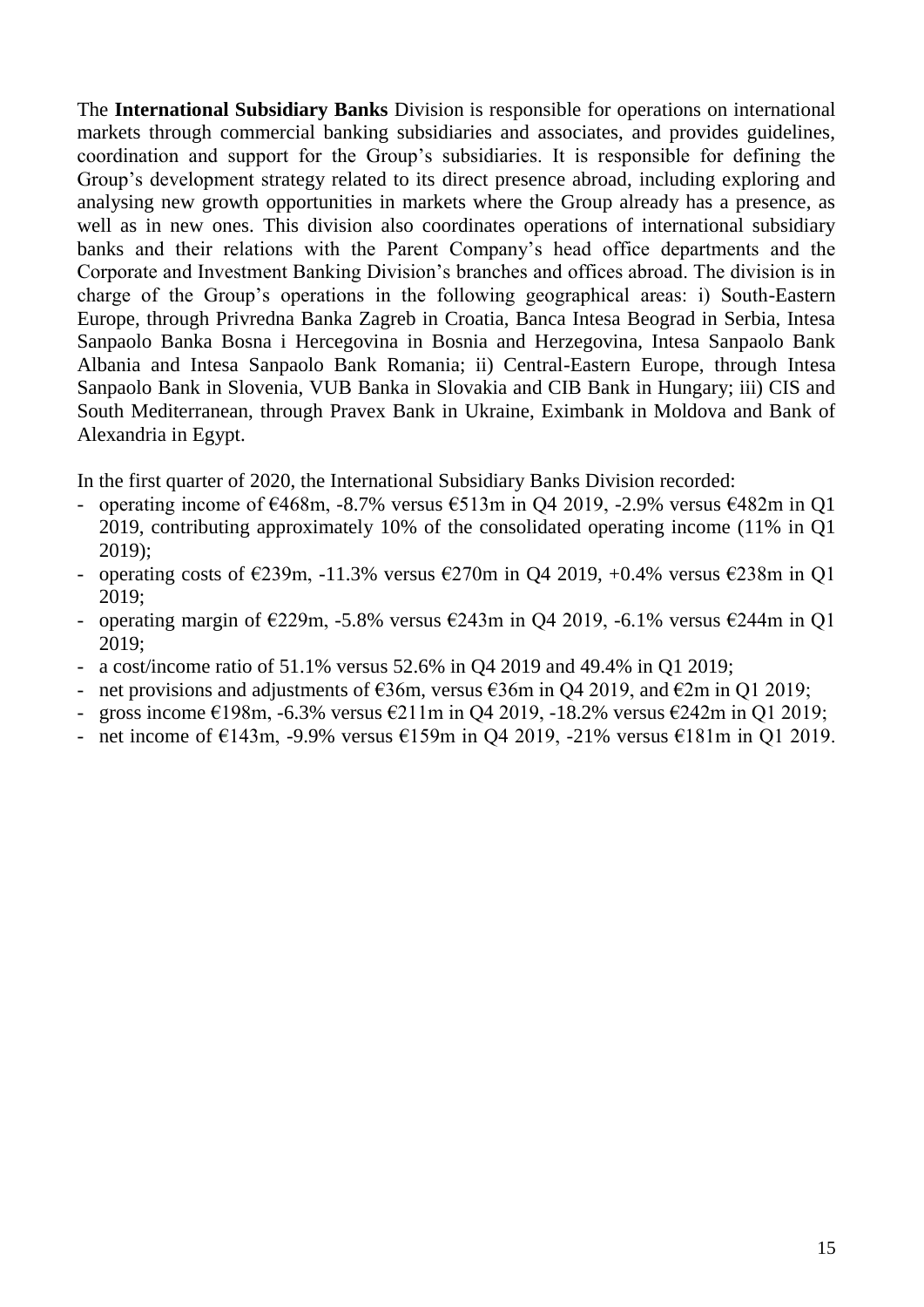The **International Subsidiary Banks** Division is responsible for operations on international markets through commercial banking subsidiaries and associates, and provides guidelines, coordination and support for the Group's subsidiaries. It is responsible for defining the Group's development strategy related to its direct presence abroad, including exploring and analysing new growth opportunities in markets where the Group already has a presence, as well as in new ones. This division also coordinates operations of international subsidiary banks and their relations with the Parent Company's head office departments and the Corporate and Investment Banking Division's branches and offices abroad. The division is in charge of the Group's operations in the following geographical areas: i) South-Eastern Europe, through Privredna Banka Zagreb in Croatia, Banca Intesa Beograd in Serbia, Intesa Sanpaolo Banka Bosna i Hercegovina in Bosnia and Herzegovina, Intesa Sanpaolo Bank Albania and Intesa Sanpaolo Bank Romania; ii) Central-Eastern Europe, through Intesa Sanpaolo Bank in Slovenia, VUB Banka in Slovakia and CIB Bank in Hungary; iii) CIS and South Mediterranean, through Pravex Bank in Ukraine, Eximbank in Moldova and Bank of Alexandria in Egypt.

In the first quarter of 2020, the International Subsidiary Banks Division recorded:

- operating income of €468m, -8.7% versus €513m in Q4 2019, -2.9% versus €482m in Q1 2019, contributing approximately 10% of the consolidated operating income (11% in Q1 2019);
- operating costs of €239m, -11.3% versus €270m in Q4 2019, +0.4% versus €238m in Q1 2019;
- operating margin of €229m, -5.8% versus €243m in Q4 2019, -6.1% versus €244m in Q1 2019;
- a cost/income ratio of 51.1% versus 52.6% in Q4 2019 and 49.4% in Q1 2019;
- net provisions and adjustments of €36m, versus €36m in Q4 2019, and €2m in Q1 2019;
- gross income €198m, -6.3% versus €211m in Q4 2019, -18.2% versus €242m in Q1 2019;
- net income of €143m, -9.9% versus €159m in Q4 2019, -21% versus €181m in Q1 2019.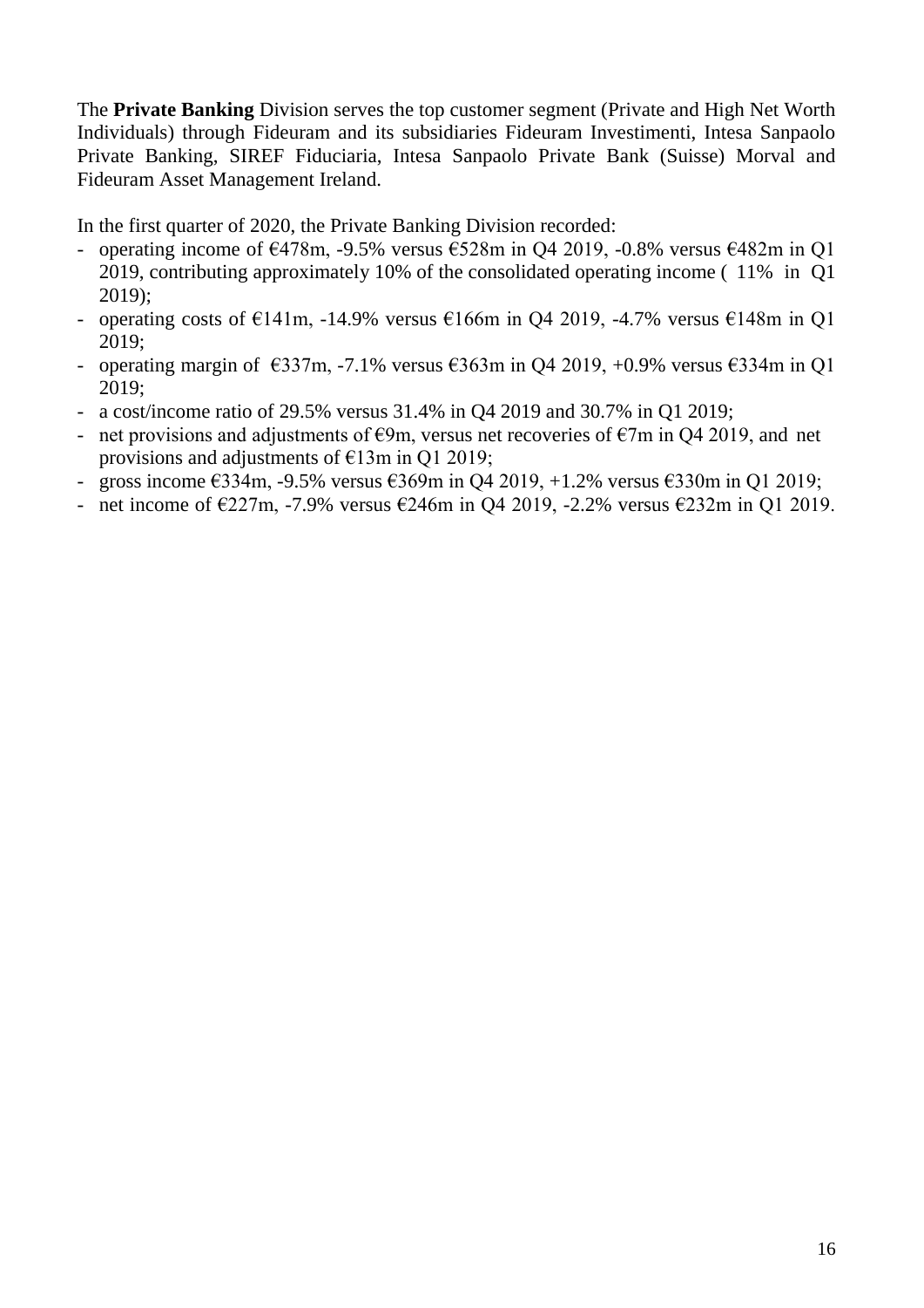The **Private Banking** Division serves the top customer segment (Private and High Net Worth Individuals) through Fideuram and its subsidiaries Fideuram Investimenti, Intesa Sanpaolo Private Banking, SIREF Fiduciaria, Intesa Sanpaolo Private Bank (Suisse) Morval and Fideuram Asset Management Ireland.

In the first quarter of 2020, the Private Banking Division recorded:

- operating income of €478m, -9.5% versus €528m in Q4 2019, -0.8% versus €482m in Q1 2019, contributing approximately 10% of the consolidated operating income ( 11% in Q1 2019);
- operating costs of €141m, -14.9% versus €166m in Q4 2019, -4.7% versus €148m in Q1 2019;
- operating margin of €337m, -7.1% versus €363m in Q4 2019, +0.9% versus €334m in Q1 2019;
- a cost/income ratio of 29.5% versus 31.4% in Q4 2019 and 30.7% in Q1 2019;
- net provisions and adjustments of €9m, versus net recoveries of €7m in Q4 2019, and net provisions and adjustments of €13m in Q1 2019;
- gross income €334m, -9.5% versus €369m in Q4 2019, +1.2% versus €330m in Q1 2019;
- net income of €227m, -7.9% versus €246m in Q4 2019, -2.2% versus €232m in Q1 2019.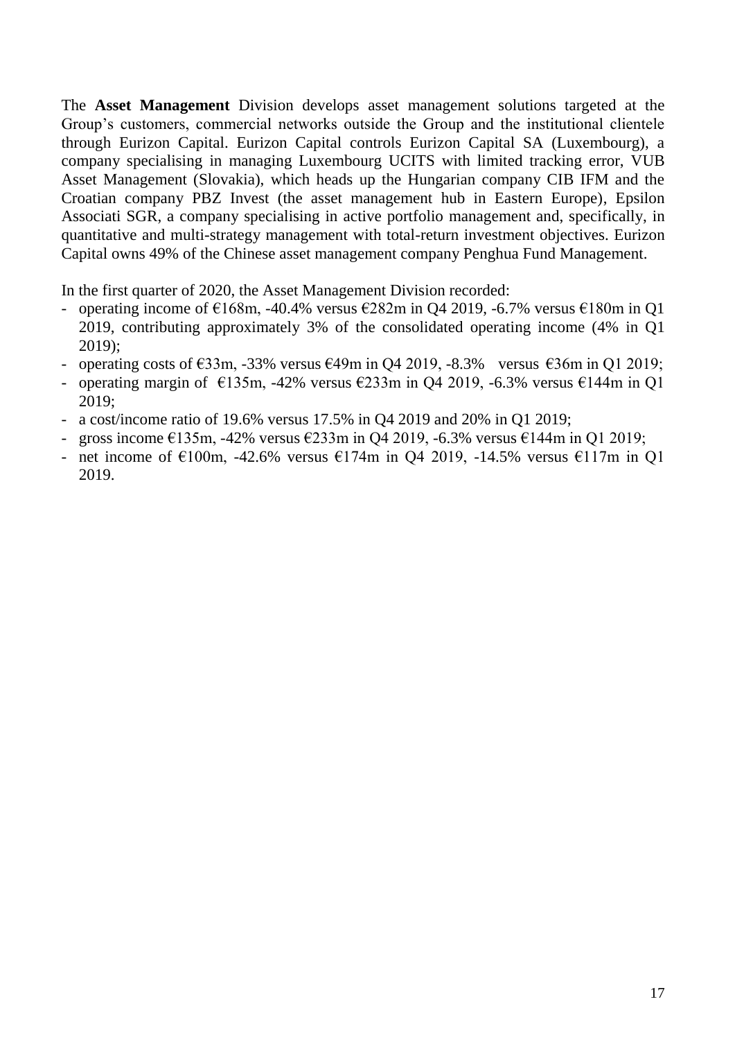The **Asset Management** Division develops asset management solutions targeted at the Group's customers, commercial networks outside the Group and the institutional clientele through Eurizon Capital. Eurizon Capital controls Eurizon Capital SA (Luxembourg), a company specialising in managing Luxembourg UCITS with limited tracking error, VUB Asset Management (Slovakia), which heads up the Hungarian company CIB IFM and the Croatian company PBZ Invest (the asset management hub in Eastern Europe), Epsilon Associati SGR, a company specialising in active portfolio management and, specifically, in quantitative and multi-strategy management with total-return investment objectives. Eurizon Capital owns 49% of the Chinese asset management company Penghua Fund Management.

In the first quarter of 2020, the Asset Management Division recorded:

- operating income of €168m, -40.4% versus €282m in Q4 2019, -6.7% versus €180m in Q1 2019, contributing approximately 3% of the consolidated operating income (4% in Q1 2019);
- operating costs of €33m, -33% versus €49m in Q4 2019, -8.3% versus €36m in Q1 2019;
- operating margin of €135m, -42% versus €233m in Q4 2019, -6.3% versus €144m in Q1 2019;
- a cost/income ratio of 19.6% versus 17.5% in Q4 2019 and 20% in Q1 2019;
- gross income €135m, -42% versus €233m in Q4 2019, -6.3% versus €144m in Q1 2019;
- net income of €100m, -42.6% versus €174m in Q4 2019, -14.5% versus €117m in Q1 2019.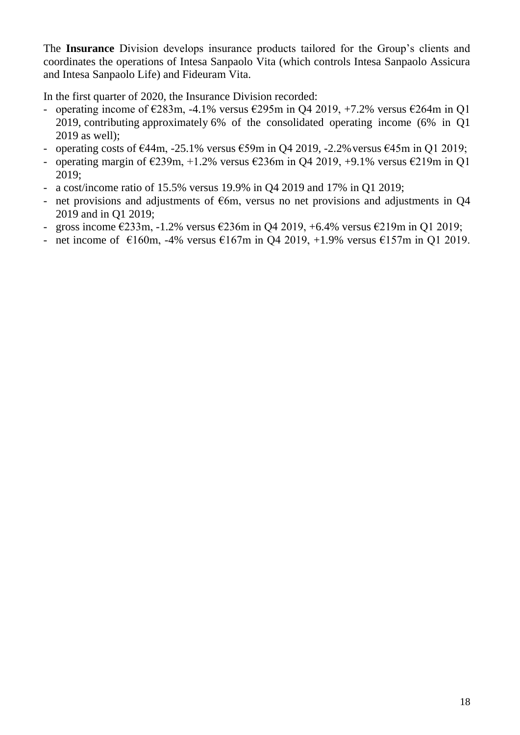The **Insurance** Division develops insurance products tailored for the Group's clients and coordinates the operations of Intesa Sanpaolo Vita (which controls Intesa Sanpaolo Assicura and Intesa Sanpaolo Life) and Fideuram Vita.

In the first quarter of 2020, the Insurance Division recorded:

- operating income of €283m, -4.1% versus €295m in Q4 2019, +7.2% versus €264m in Q1 2019, contributing approximately 6% of the consolidated operating income (6% in Q1 2019 as well);
- operating costs of €44m, -25.1% versus €59m in Q4 2019, -2.2% versus €45m in Q1 2019;
- operating margin of €239m, +1.2% versus €236m in Q4 2019, +9.1% versus €219m in Q1 2019;
- a cost/income ratio of 15.5% versus 19.9% in Q4 2019 and 17% in Q1 2019;
- net provisions and adjustments of €6m, versus no net provisions and adjustments in Q4 2019 and in Q1 2019;
- gross income €233m, -1.2% versus €236m in Q4 2019, +6.4% versus €219m in Q1 2019;
- net income of €160m, -4% versus €167m in Q4 2019, +1.9% versus €157m in Q1 2019.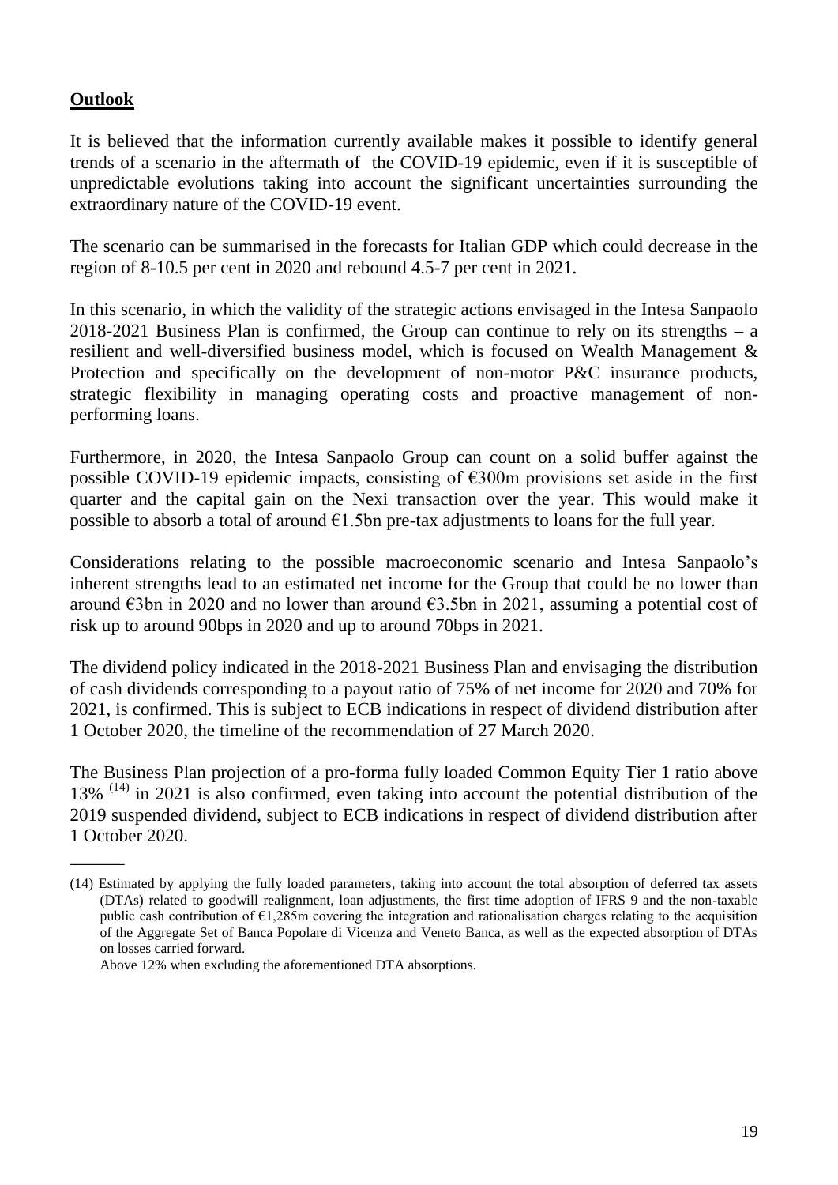**Outlook**

It is believed that the information currently available makes it possible to identify general trends of a scenario in the aftermath of the COVID-19 epidemic, even if it is susceptible of unpredictable evolutions taking into account the significant uncertainties surrounding the extraordinary nature of the COVID-19 event.

The scenario can be summarised in the forecasts for Italian GDP which could decrease in the region of 8-10.5 per cent in 2020 and rebound 4.5-7 per cent in 2021.

In this scenario, in which the validity of the strategic actions envisaged in the Intesa Sanpaolo 2018-2021 Business Plan is confirmed, the Group can continue to rely on its strengths – a resilient and well-diversified business model, which is focused on Wealth Management & Protection and specifically on the development of non-motor P&C insurance products, strategic flexibility in managing operating costs and proactive management of non-performing loans.

Furthermore, in 2020, the Intesa Sanpaolo Group can count on a solid buffer against the possible COVID-19 epidemic impacts, consisting of €300m provisions set aside in the first quarter and the capital gain on the Nexi transaction over the year. This would make it possible to absorb a total of around €1.5bn pre-tax adjustments to loans for the full year.

Considerations relating to the possible macroeconomic scenario and Intesa Sanpaolo's inherent strengths lead to an estimated net income for the Group that could be no lower than around €3bn in 2020 and no lower than around €3.5bn in 2021, assuming a potential cost of risk up to around 90bps in 2020 and up to around 70bps in 2021.

The dividend policy indicated in the 2018-2021 Business Plan and envisaging the distribution of cash dividends corresponding to a payout ratio of 75% of net income for 2020 and 70% for 2021, is confirmed. This is subject to ECB indications in respect of dividend distribution after 1 October 2020, the timeline of the recommendation of 27 March 2020.

The Business Plan projection of a pro-forma fully loaded Common Equity Tier 1 ratio above 13% [14] in 2021 is also confirmed, even taking into account the potential distribution of the 2019 suspended dividend, subject to ECB indications in respect of dividend distribution after 1 October 2020.

---

(14) Estimated by applying the fully loaded parameters, taking into account the total absorption of deferred tax assets (DTAs) related to goodwill realignment, loan adjustments, the first time adoption of IFRS 9 and the non-taxable public cash contribution of €1,285m covering the integration and rationalisation charges relating to the acquisition of the Aggregate Set of Banca Popolare di Vicenza and Veneto Banca, as well as the expected absorption of DTAs on losses carried forward.
Above 12% when excluding the aforementioned DTA absorptions.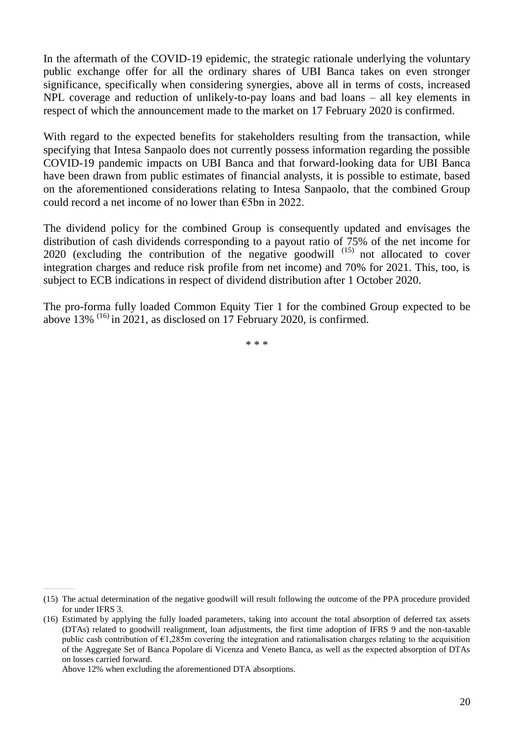In the aftermath of the COVID-19 epidemic, the strategic rationale underlying the voluntary public exchange offer for all the ordinary shares of UBI Banca takes on even stronger significance, specifically when considering synergies, above all in terms of costs, increased NPL coverage and reduction of unlikely-to-pay loans and bad loans – all key elements in respect of which the announcement made to the market on 17 February 2020 is confirmed.

With regard to the expected benefits for stakeholders resulting from the transaction, while specifying that Intesa Sanpaolo does not currently possess information regarding the possible COVID-19 pandemic impacts on UBI Banca and that forward-looking data for UBI Banca have been drawn from public estimates of financial analysts, it is possible to estimate, based on the aforementioned considerations relating to Intesa Sanpaolo, that the combined Group could record a net income of no lower than €5bn in 2022.

The dividend policy for the combined Group is consequently updated and envisages the distribution of cash dividends corresponding to a payout ratio of 75% of the net income for 2020 (excluding the contribution of the negative goodwill [15] not allocated to cover integration charges and reduce risk profile from net income) and 70% for 2021. This, too, is subject to ECB indications in respect of dividend distribution after 1 October 2020.

The pro-forma fully loaded Common Equity Tier 1 for the combined Group expected to be above 13% [16] in 2021, as disclosed on 17 February 2020, is confirmed.

\* \* \*

---

(15) The actual determination of the negative goodwill will result following the outcome of the PPA procedure provided for under IFRS 3.

(16) Estimated by applying the fully loaded parameters, taking into account the total absorption of deferred tax assets (DTAs) related to goodwill realignment, loan adjustments, the first time adoption of IFRS 9 and the non-taxable public cash contribution of €1,285m covering the integration and rationalisation charges relating to the acquisition of the Aggregate Set of Banca Popolare di Vicenza and Veneto Banca, as well as the expected absorption of DTAs on losses carried forward.
Above 12% when excluding the aforementioned DTA absorptions.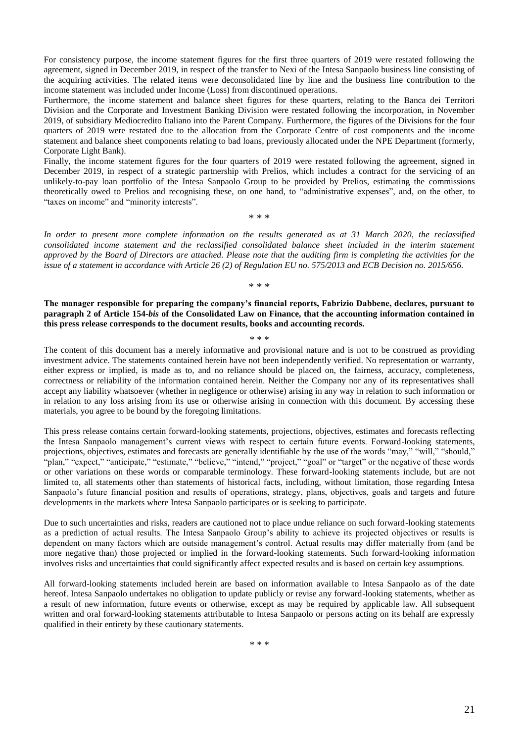For consistency purpose, the income statement figures for the first three quarters of 2019 were restated following the agreement, signed in December 2019, in respect of the transfer to Nexi of the Intesa Sanpaolo business line consisting of the acquiring activities. The related items were deconsolidated line by line and the business line contribution to the income statement was included under Income (Loss) from discontinued operations.

Furthermore, the income statement and balance sheet figures for these quarters, relating to the Banca dei Territori Division and the Corporate and Investment Banking Division were restated following the incorporation, in November 2019, of subsidiary Mediocredito Italiano into the Parent Company. Furthermore, the figures of the Divisions for the four quarters of 2019 were restated due to the allocation from the Corporate Centre of cost components and the income statement and balance sheet components relating to bad loans, previously allocated under the NPE Department (formerly, Corporate Light Bank).

Finally, the income statement figures for the four quarters of 2019 were restated following the agreement, signed in December 2019, in respect of a strategic partnership with Prelios, which includes a contract for the servicing of an unlikely-to-pay loan portfolio of the Intesa Sanpaolo Group to be provided by Prelios, estimating the commissions theoretically owed to Prelios and recognising these, on one hand, to "administrative expenses", and, on the other, to "taxes on income" and "minority interests".

\* \* \*

*In order to present more complete information on the results generated as at 31 March 2020, the reclassified consolidated income statement and the reclassified consolidated balance sheet included in the interim statement approved by the Board of Directors are attached. Please note that the auditing firm is completing the activities for the issue of a statement in accordance with Article 26 (2) of Regulation EU no. 575/2013 and ECB Decision no. 2015/656.*

\* \* \*

**The manager responsible for preparing the company's financial reports, Fabrizio Dabbene, declares, pursuant to paragraph 2 of Article 154-*bis* of the Consolidated Law on Finance, that the accounting information contained in this press release corresponds to the document results, books and accounting records.**

\* \* \*

The content of this document has a merely informative and provisional nature and is not to be construed as providing investment advice. The statements contained herein have not been independently verified. No representation or warranty, either express or implied, is made as to, and no reliance should be placed on, the fairness, accuracy, completeness, correctness or reliability of the information contained herein. Neither the Company nor any of its representatives shall accept any liability whatsoever (whether in negligence or otherwise) arising in any way in relation to such information or in relation to any loss arising from its use or otherwise arising in connection with this document. By accessing these materials, you agree to be bound by the foregoing limitations.

This press release contains certain forward-looking statements, projections, objectives, estimates and forecasts reflecting the Intesa Sanpaolo management's current views with respect to certain future events. Forward-looking statements, projections, objectives, estimates and forecasts are generally identifiable by the use of the words "may," "will," "should," "plan," "expect," "anticipate," "estimate," "believe," "intend," "project," "goal" or "target" or the negative of these words or other variations on these words or comparable terminology. These forward-looking statements include, but are not limited to, all statements other than statements of historical facts, including, without limitation, those regarding Intesa Sanpaolo's future financial position and results of operations, strategy, plans, objectives, goals and targets and future developments in the markets where Intesa Sanpaolo participates or is seeking to participate.

Due to such uncertainties and risks, readers are cautioned not to place undue reliance on such forward-looking statements as a prediction of actual results. The Intesa Sanpaolo Group's ability to achieve its projected objectives or results is dependent on many factors which are outside management's control. Actual results may differ materially from (and be more negative than) those projected or implied in the forward-looking statements. Such forward-looking information involves risks and uncertainties that could significantly affect expected results and is based on certain key assumptions.

All forward-looking statements included herein are based on information available to Intesa Sanpaolo as of the date hereof. Intesa Sanpaolo undertakes no obligation to update publicly or revise any forward-looking statements, whether as a result of new information, future events or otherwise, except as may be required by applicable law. All subsequent written and oral forward-looking statements attributable to Intesa Sanpaolo or persons acting on its behalf are expressly qualified in their entirety by these cautionary statements.

\* \* \*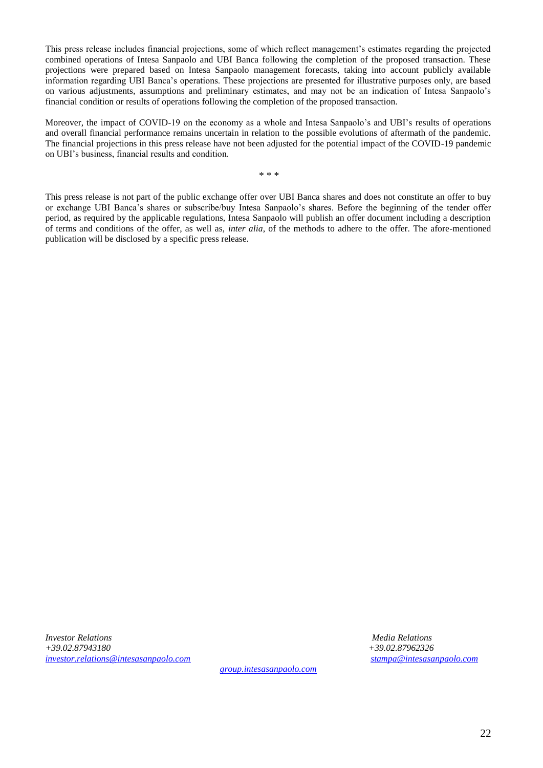This press release includes financial projections, some of which reflect management's estimates regarding the projected combined operations of Intesa Sanpaolo and UBI Banca following the completion of the proposed transaction. These projections were prepared based on Intesa Sanpaolo management forecasts, taking into account publicly available information regarding UBI Banca's operations. These projections are presented for illustrative purposes only, are based on various adjustments, assumptions and preliminary estimates, and may not be an indication of Intesa Sanpaolo's financial condition or results of operations following the completion of the proposed transaction.

Moreover, the impact of COVID-19 on the economy as a whole and Intesa Sanpaolo's and UBI's results of operations and overall financial performance remains uncertain in relation to the possible evolutions of aftermath of the pandemic. The financial projections in this press release have not been adjusted for the potential impact of the COVID-19 pandemic on UBI's business, financial results and condition.

\* \* \*

This press release is not part of the public exchange offer over UBI Banca shares and does not constitute an offer to buy or exchange UBI Banca's shares or subscribe/buy Intesa Sanpaolo's shares. Before the beginning of the tender offer period, as required by the applicable regulations, Intesa Sanpaolo will publish an offer document including a description of terms and conditions of the offer, as well as, *inter alia*, of the methods to adhere to the offer. The afore-mentioned publication will be disclosed by a specific press release.

*Investor Relations*
*+39.02.87943180*
*investor.relations@intesasanpaolo.com*

*Media Relations*
*+39.02.87962326*
*stampa@intesasanpaolo.com*

*group.intesasanpaolo.com*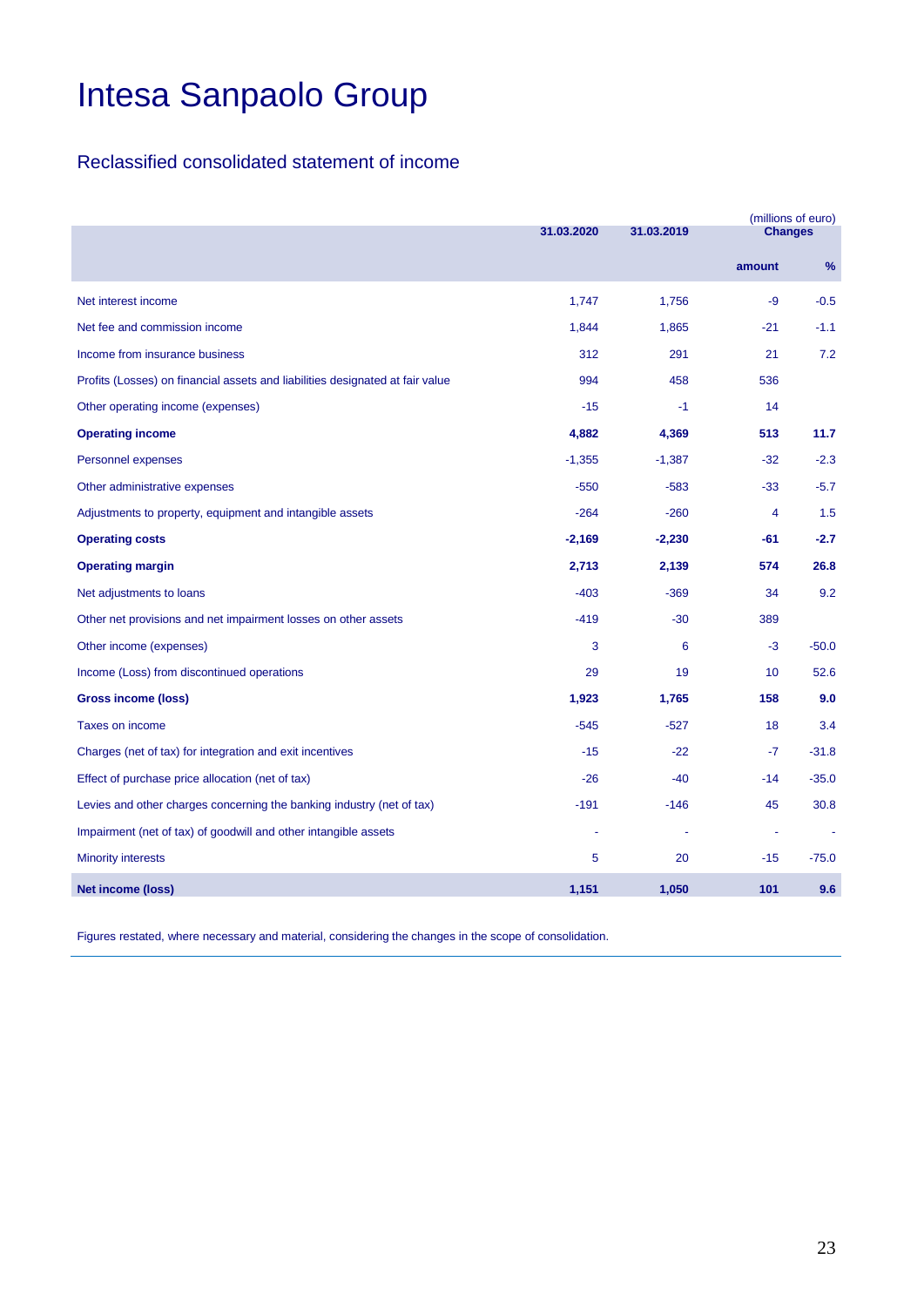# Intesa Sanpaolo Group

## Reclassified consolidated statement of income

(millions of euro)

| | 31.03.2020 | 31.03.2019 | Changes | |
|---|---|---|---|---|
| | | | amount | % |
| Net interest income | 1,747 | 1,756 | -9 | -0.5 |
| Net fee and commission income | 1,844 | 1,865 | -21 | -1.1 |
| Income from insurance business | 312 | 291 | 21 | 7.2 |
| Profits (Losses) on financial assets and liabilities designated at fair value | 994 | 458 | 536 | |
| Other operating income (expenses) | -15 | -1 | 14 | |
| **Operating income** | **4,882** | **4,369** | **513** | **11.7** |
| Personnel expenses | -1,355 | -1,387 | -32 | -2.3 |
| Other administrative expenses | -550 | -583 | -33 | -5.7 |
| Adjustments to property, equipment and intangible assets | -264 | -260 | 4 | 1.5 |
| **Operating costs** | **-2,169** | **-2,230** | **-61** | **-2.7** |
| **Operating margin** | **2,713** | **2,139** | **574** | **26.8** |
| Net adjustments to loans | -403 | -369 | 34 | 9.2 |
| Other net provisions and net impairment losses on other assets | -419 | -30 | 389 | |
| Other income (expenses) | 3 | 6 | -3 | -50.0 |
| Income (Loss) from discontinued operations | 29 | 19 | 10 | 52.6 |
| **Gross income (loss)** | **1,923** | **1,765** | **158** | **9.0** |
| Taxes on income | -545 | -527 | 18 | 3.4 |
| Charges (net of tax) for integration and exit incentives | -15 | -22 | -7 | -31.8 |
| Effect of purchase price allocation (net of tax) | -26 | -40 | -14 | -35.0 |
| Levies and other charges concerning the banking industry (net of tax) | -191 | -146 | 45 | 30.8 |
| Impairment (net of tax) of goodwill and other intangible assets | - | - | - | - |
| Minority interests | 5 | 20 | -15 | -75.0 |
| **Net income (loss)** | **1,151** | **1,050** | **101** | **9.6** |

Figures restated, where necessary and material, considering the changes in the scope of consolidation.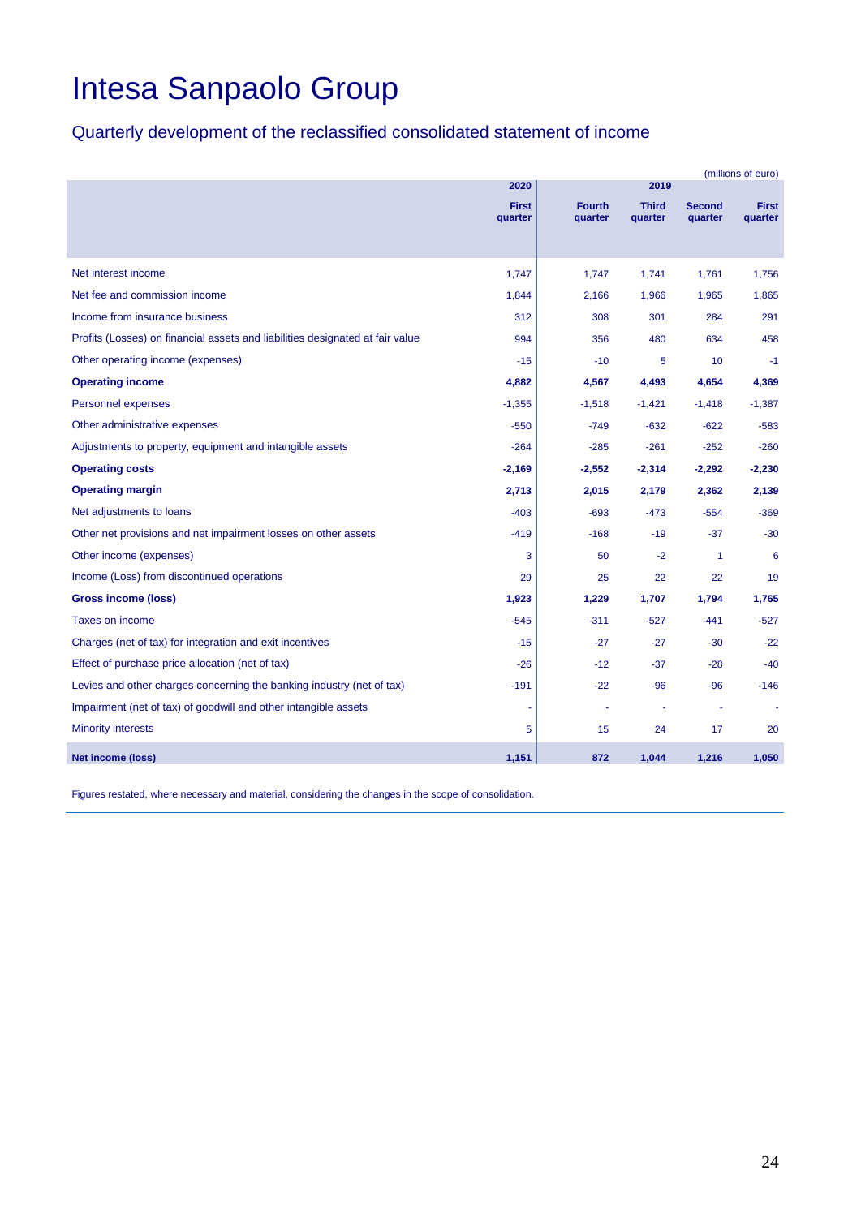# Intesa Sanpaolo Group

## Quarterly development of the reclassified consolidated statement of income

(millions of euro)

| | 2020 | 2019 | | | |
|---|---|---|---|---|---|
| | First quarter | Fourth quarter | Third quarter | Second quarter | First quarter |
| Net interest income | 1,747 | 1,747 | 1,741 | 1,761 | 1,756 |
| Net fee and commission income | 1,844 | 2,166 | 1,966 | 1,965 | 1,865 |
| Income from insurance business | 312 | 308 | 301 | 284 | 291 |
| Profits (Losses) on financial assets and liabilities designated at fair value | 994 | 356 | 480 | 634 | 458 |
| Other operating income (expenses) | -15 | -10 | 5 | 10 | -1 |
| **Operating income** | **4,882** | **4,567** | **4,493** | **4,654** | **4,369** |
| Personnel expenses | -1,355 | -1,518 | -1,421 | -1,418 | -1,387 |
| Other administrative expenses | -550 | -749 | -632 | -622 | -583 |
| Adjustments to property, equipment and intangible assets | -264 | -285 | -261 | -252 | -260 |
| **Operating costs** | **-2,169** | **-2,552** | **-2,314** | **-2,292** | **-2,230** |
| **Operating margin** | **2,713** | **2,015** | **2,179** | **2,362** | **2,139** |
| Net adjustments to loans | -403 | -693 | -473 | -554 | -369 |
| Other net provisions and net impairment losses on other assets | -419 | -168 | -19 | -37 | -30 |
| Other income (expenses) | 3 | 50 | -2 | 1 | 6 |
| Income (Loss) from discontinued operations | 29 | 25 | 22 | 22 | 19 |
| **Gross income (loss)** | **1,923** | **1,229** | **1,707** | **1,794** | **1,765** |
| Taxes on income | -545 | -311 | -527 | -441 | -527 |
| Charges (net of tax) for integration and exit incentives | -15 | -27 | -27 | -30 | -22 |
| Effect of purchase price allocation (net of tax) | -26 | -12 | -37 | -28 | -40 |
| Levies and other charges concerning the banking industry (net of tax) | -191 | -22 | -96 | -96 | -146 |
| Impairment (net of tax) of goodwill and other intangible assets | - | - | - | - | - |
| Minority interests | 5 | 15 | 24 | 17 | 20 |
| **Net income (loss)** | **1,151** | **872** | **1,044** | **1,216** | **1,050** |

Figures restated, where necessary and material, considering the changes in the scope of consolidation.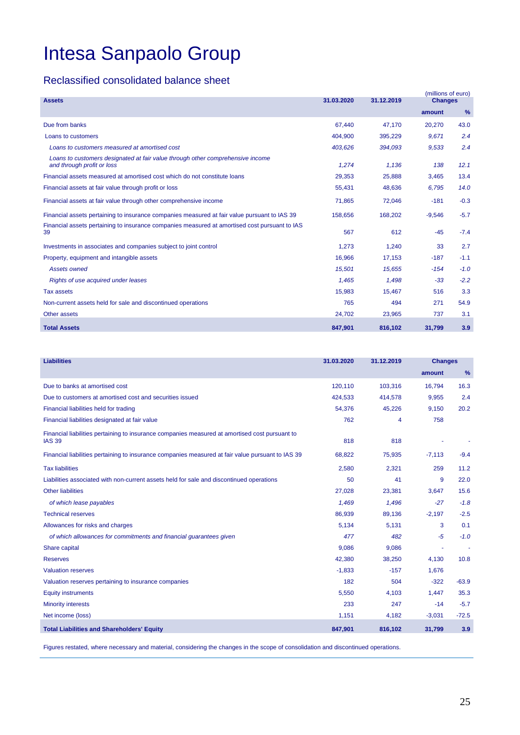# Intesa Sanpaolo Group

## Reclassified consolidated balance sheet

(millions of euro)

| Assets | 31.03.2020 | 31.12.2019 | Changes | |
|---|---|---|---|---|
| | | | amount | % |
| Due from banks | 67,440 | 47,170 | 20,270 | 43.0 |
| Loans to customers | 404,900 | 395,229 | 9,671 | 2.4 |
| *Loans to customers measured at amortised cost* | *403,626* | *394,093* | *9,533* | *2.4* |
| *Loans to customers designated at fair value through other comprehensive income and through profit or loss* | *1,274* | *1,136* | *138* | *12.1* |
| Financial assets measured at amortised cost which do not constitute loans | 29,353 | 25,888 | 3,465 | 13.4 |
| Financial assets at fair value through profit or loss | 55,431 | 48,636 | 6,795 | 14.0 |
| Financial assets at fair value through other comprehensive income | 71,865 | 72,046 | -181 | -0.3 |
| Financial assets pertaining to insurance companies measured at fair value pursuant to IAS 39 | 158,656 | 168,202 | -9,546 | -5.7 |
| Financial assets pertaining to insurance companies measured at amortised cost pursuant to IAS 39 | 567 | 612 | -45 | -7.4 |
| Investments in associates and companies subject to joint control | 1,273 | 1,240 | 33 | 2.7 |
| Property, equipment and intangible assets | 16,966 | 17,153 | -187 | -1.1 |
| *Assets owned* | *15,501* | *15,655* | *-154* | *-1.0* |
| *Rights of use acquired under leases* | *1,465* | *1,498* | *-33* | *-2.2* |
| Tax assets | 15,983 | 15,467 | 516 | 3.3 |
| Non-current assets held for sale and discontinued operations | 765 | 494 | 271 | 54.9 |
| Other assets | 24,702 | 23,965 | 737 | 3.1 |
| **Total Assets** | **847,901** | **816,102** | **31,799** | **3.9** |

| Liabilities | 31.03.2020 | 31.12.2019 | Changes | |
|---|---|---|---|---|
| | | | amount | % |
| Due to banks at amortised cost | 120,110 | 103,316 | 16,794 | 16.3 |
| Due to customers at amortised cost and securities issued | 424,533 | 414,578 | 9,955 | 2.4 |
| Financial liabilities held for trading | 54,376 | 45,226 | 9,150 | 20.2 |
| Financial liabilities designated at fair value | 762 | 4 | 758 | |
| Financial liabilities pertaining to insurance companies measured at amortised cost pursuant to IAS 39 | 818 | 818 | - | - |
| Financial liabilities pertaining to insurance companies measured at fair value pursuant to IAS 39 | 68,822 | 75,935 | -7,113 | -9.4 |
| Tax liabilities | 2,580 | 2,321 | 259 | 11.2 |
| Liabilities associated with non-current assets held for sale and discontinued operations | 50 | 41 | 9 | 22.0 |
| Other liabilities | 27,028 | 23,381 | 3,647 | 15.6 |
| *of which lease payables* | *1,469* | *1,496* | *-27* | *-1.8* |
| Technical reserves | 86,939 | 89,136 | -2,197 | -2.5 |
| Allowances for risks and charges | 5,134 | 5,131 | 3 | 0.1 |
| *of which allowances for commitments and financial guarantees given* | *477* | *482* | *-5* | *-1.0* |
| Share capital | 9,086 | 9,086 | - | - |
| Reserves | 42,380 | 38,250 | 4,130 | 10.8 |
| Valuation reserves | -1,833 | -157 | 1,676 | |
| Valuation reserves pertaining to insurance companies | 182 | 504 | -322 | -63.9 |
| Equity instruments | 5,550 | 4,103 | 1,447 | 35.3 |
| Minority interests | 233 | 247 | -14 | -5.7 |
| Net income (loss) | 1,151 | 4,182 | -3,031 | -72.5 |
| **Total Liabilities and Shareholders' Equity** | **847,901** | **816,102** | **31,799** | **3.9** |

Figures restated, where necessary and material, considering the changes in the scope of consolidation and discontinued operations.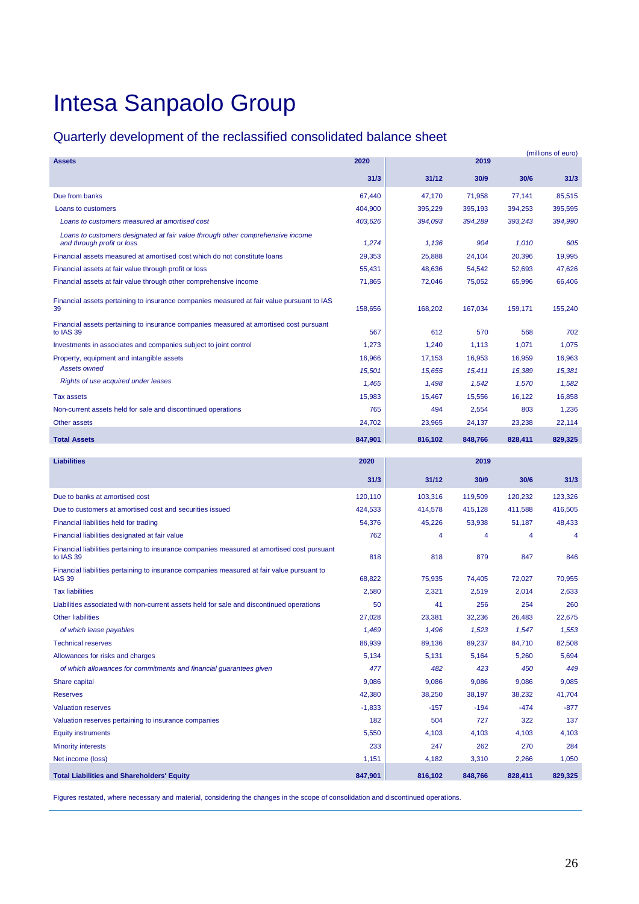# Intesa Sanpaolo Group

## Quarterly development of the reclassified consolidated balance sheet

(millions of euro)

| Assets | 2020 | | 2019 | | |
|---|---|---|---|---|---|
| | 31/3 | 31/12 | 30/9 | 30/6 | 31/3 |
| Due from banks | 67,440 | 47,170 | 71,958 | 77,141 | 85,515 |
| Loans to customers | 404,900 | 395,229 | 395,193 | 394,253 | 395,595 |
| *Loans to customers measured at amortised cost* | *403,626* | *394,093* | *394,289* | *393,243* | *394,990* |
| *Loans to customers designated at fair value through other comprehensive income and through profit or loss* | *1,274* | *1,136* | *904* | *1,010* | *605* |
| Financial assets measured at amortised cost which do not constitute loans | 29,353 | 25,888 | 24,104 | 20,396 | 19,995 |
| Financial assets at fair value through profit or loss | 55,431 | 48,636 | 54,542 | 52,693 | 47,626 |
| Financial assets at fair value through other comprehensive income | 71,865 | 72,046 | 75,052 | 65,996 | 66,406 |
| Financial assets pertaining to insurance companies measured at fair value pursuant to IAS 39 | 158,656 | 168,202 | 167,034 | 159,171 | 155,240 |
| Financial assets pertaining to insurance companies measured at amortised cost pursuant to IAS 39 | 567 | 612 | 570 | 568 | 702 |
| Investments in associates and companies subject to joint control | 1,273 | 1,240 | 1,113 | 1,071 | 1,075 |
| Property, equipment and intangible assets | 16,966 | 17,153 | 16,953 | 16,959 | 16,963 |
| *Assets owned* | *15,501* | *15,655* | *15,411* | *15,389* | *15,381* |
| *Rights of use acquired under leases* | *1,465* | *1,498* | *1,542* | *1,570* | *1,582* |
| Tax assets | 15,983 | 15,467 | 15,556 | 16,122 | 16,858 |
| Non-current assets held for sale and discontinued operations | 765 | 494 | 2,554 | 803 | 1,236 |
| Other assets | 24,702 | 23,965 | 24,137 | 23,238 | 22,114 |
| **Total Assets** | **847,901** | **816,102** | **848,766** | **828,411** | **829,325** |

| Liabilities | 2020 | | 2019 | | |
|---|---|---|---|---|---|
| | 31/3 | 31/12 | 30/9 | 30/6 | 31/3 |
| Due to banks at amortised cost | 120,110 | 103,316 | 119,509 | 120,232 | 123,326 |
| Due to customers at amortised cost and securities issued | 424,533 | 414,578 | 415,128 | 411,588 | 416,505 |
| Financial liabilities held for trading | 54,376 | 45,226 | 53,938 | 51,187 | 48,433 |
| Financial liabilities designated at fair value | 762 | 4 | 4 | 4 | 4 |
| Financial liabilities pertaining to insurance companies measured at amortised cost pursuant to IAS 39 | 818 | 818 | 879 | 847 | 846 |
| Financial liabilities pertaining to insurance companies measured at fair value pursuant to IAS 39 | 68,822 | 75,935 | 74,405 | 72,027 | 70,955 |
| Tax liabilities | 2,580 | 2,321 | 2,519 | 2,014 | 2,633 |
| Liabilities associated with non-current assets held for sale and discontinued operations | 50 | 41 | 256 | 254 | 260 |
| Other liabilities | 27,028 | 23,381 | 32,236 | 26,483 | 22,675 |
| *of which lease payables* | *1,469* | *1,496* | *1,523* | *1,547* | *1,553* |
| Technical reserves | 86,939 | 89,136 | 89,237 | 84,710 | 82,508 |
| Allowances for risks and charges | 5,134 | 5,131 | 5,164 | 5,260 | 5,694 |
| *of which allowances for commitments and financial guarantees given* | *477* | *482* | *423* | *450* | *449* |
| Share capital | 9,086 | 9,086 | 9,086 | 9,086 | 9,085 |
| Reserves | 42,380 | 38,250 | 38,197 | 38,232 | 41,704 |
| Valuation reserves | -1,833 | -157 | -194 | -474 | -877 |
| Valuation reserves pertaining to insurance companies | 182 | 504 | 727 | 322 | 137 |
| Equity instruments | 5,550 | 4,103 | 4,103 | 4,103 | 4,103 |
| Minority interests | 233 | 247 | 262 | 270 | 284 |
| Net income (loss) | 1,151 | 4,182 | 3,310 | 2,266 | 1,050 |
| **Total Liabilities and Shareholders' Equity** | **847,901** | **816,102** | **848,766** | **828,411** | **829,325** |

Figures restated, where necessary and material, considering the changes in the scope of consolidation and discontinued operations.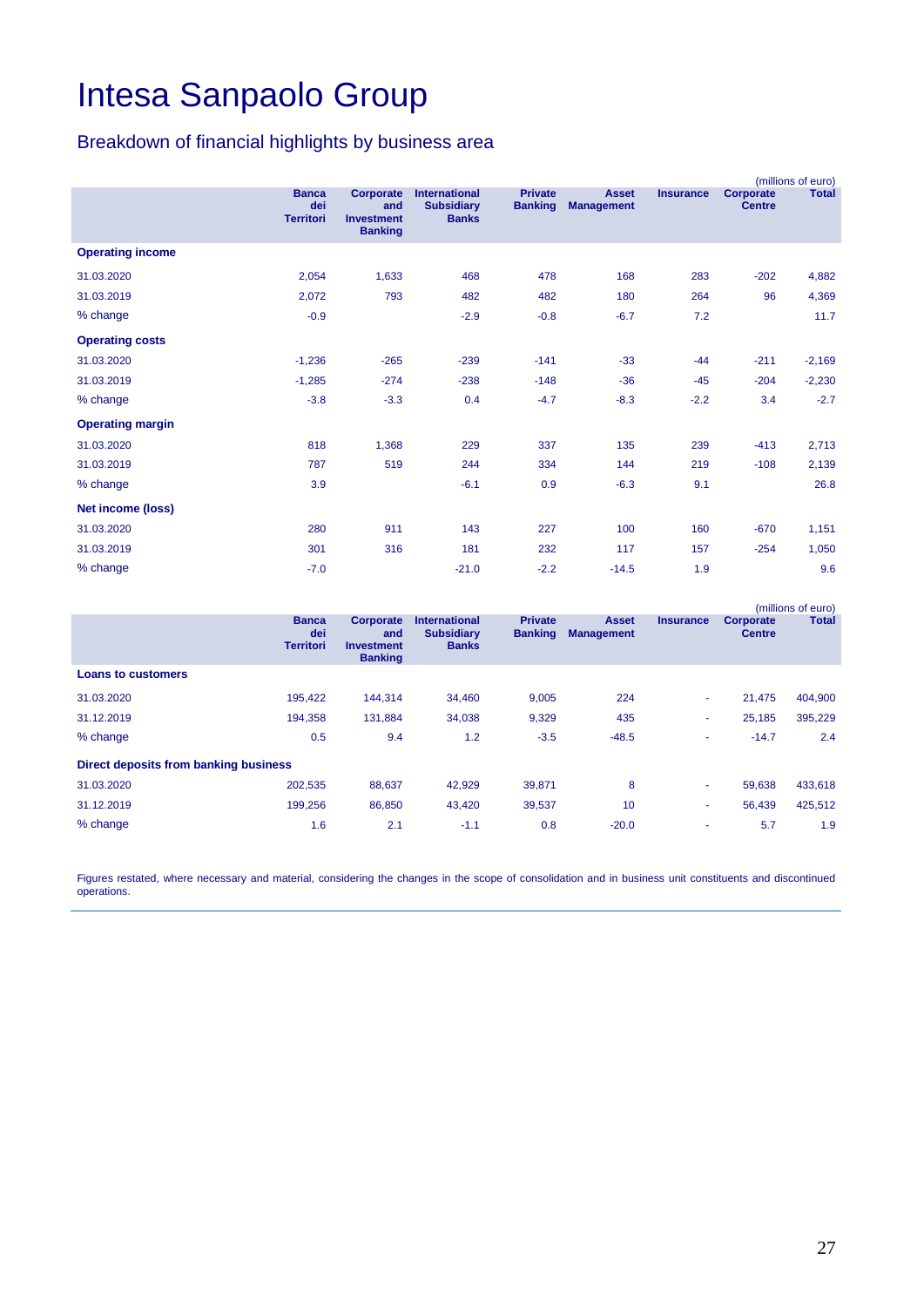# Intesa Sanpaolo Group

## Breakdown of financial highlights by business area

(millions of euro)

| | Banca dei Territori | Corporate and Investment Banking | International Subsidiary Banks | Private Banking | Asset Management | Insurance | Corporate Centre | Total |
|---|---|---|---|---|---|---|---|---|
| **Operating income** | | | | | | | | |
| 31.03.2020 | 2,054 | 1,633 | 468 | 478 | 168 | 283 | -202 | 4,882 |
| 31.03.2019 | 2,072 | 793 | 482 | 482 | 180 | 264 | 96 | 4,369 |
| % change | -0.9 | | -2.9 | -0.8 | -6.7 | 7.2 | | 11.7 |
| **Operating costs** | | | | | | | | |
| 31.03.2020 | -1,236 | -265 | -239 | -141 | -33 | -44 | -211 | -2,169 |
| 31.03.2019 | -1,285 | -274 | -238 | -148 | -36 | -45 | -204 | -2,230 |
| % change | -3.8 | -3.3 | 0.4 | -4.7 | -8.3 | -2.2 | 3.4 | -2.7 |
| **Operating margin** | | | | | | | | |
| 31.03.2020 | 818 | 1,368 | 229 | 337 | 135 | 239 | -413 | 2,713 |
| 31.03.2019 | 787 | 519 | 244 | 334 | 144 | 219 | -108 | 2,139 |
| % change | 3.9 | | -6.1 | 0.9 | -6.3 | 9.1 | | 26.8 |
| **Net income (loss)** | | | | | | | | |
| 31.03.2020 | 280 | 911 | 143 | 227 | 100 | 160 | -670 | 1,151 |
| 31.03.2019 | 301 | 316 | 181 | 232 | 117 | 157 | -254 | 1,050 |
| % change | -7.0 | | -21.0 | -2.2 | -14.5 | 1.9 | | 9.6 |

(millions of euro)

| | Banca dei Territori | Corporate and Investment Banking | International Subsidiary Banks | Private Banking | Asset Management | Insurance | Corporate Centre | Total |
|---|---|---|---|---|---|---|---|---|
| **Loans to customers** | | | | | | | | |
| 31.03.2020 | 195,422 | 144,314 | 34,460 | 9,005 | 224 | - | 21,475 | 404,900 |
| 31.12.2019 | 194,358 | 131,884 | 34,038 | 9,329 | 435 | - | 25,185 | 395,229 |
| % change | 0.5 | 9.4 | 1.2 | -3.5 | -48.5 | - | -14.7 | 2.4 |
| **Direct deposits from banking business** | | | | | | | | |
| 31.03.2020 | 202,535 | 88,637 | 42,929 | 39,871 | 8 | - | 59,638 | 433,618 |
| 31.12.2019 | 199,256 | 86,850 | 43,420 | 39,537 | 10 | - | 56,439 | 425,512 |
| % change | 1.6 | 2.1 | -1.1 | 0.8 | -20.0 | - | 5.7 | 1.9 |

Figures restated, where necessary and material, considering the changes in the scope of consolidation and in business unit constituents and discontinued operations.